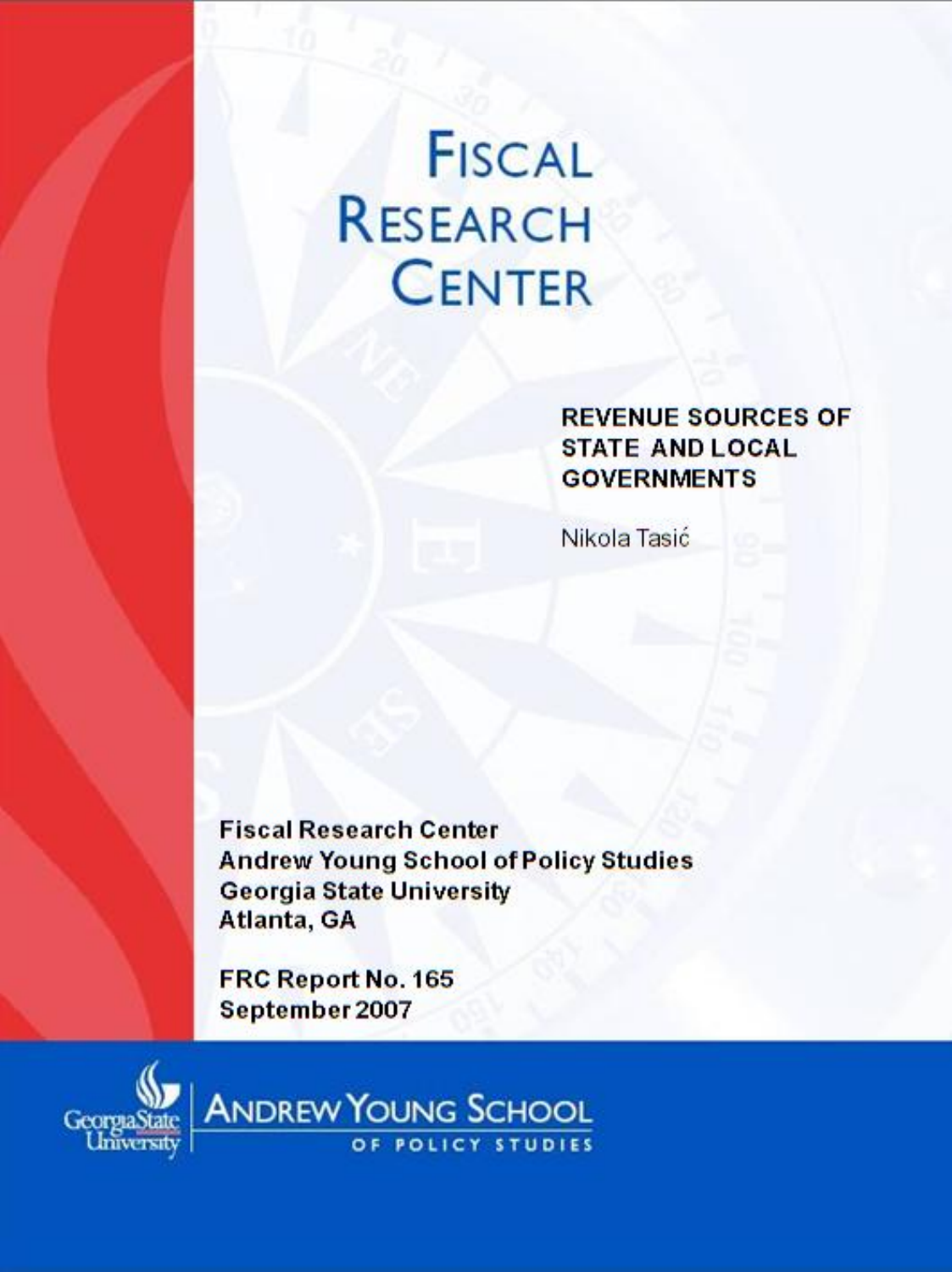# FISCAL RESEARCH CENTER

## REVENUE SOURCES OF STATE AND LOCAL GOVERNMENTS

Nikola Tasić

**Fiscal Research Center**
**Andrew Young School of Policy Studies**
**Georgia State University**
**Atlanta, GA**

**FRC Report No. 165**
**September 2007**

Georgia State University | ANDREW YOUNG SCHOOL OF POLICY STUDIES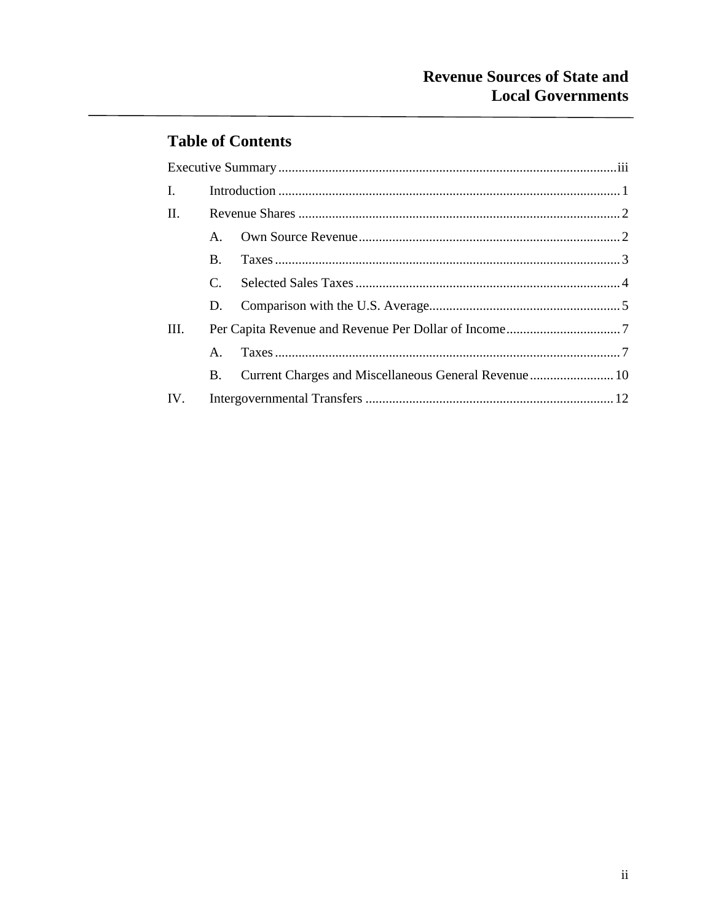## Table of Contents

Executive Summary ..................................................................................................... iii

I. Introduction ..................................................................................................... 1

II. Revenue Shares ..................................................................................................... 2

 A. Own Source Revenue ..................................................................................................... 2

 B. Taxes ..................................................................................................... 3

 C. Selected Sales Taxes ..................................................................................................... 4

 D. Comparison with the U.S. Average ..................................................................................................... 5

III. Per Capita Revenue and Revenue Per Dollar of Income ..................................................................................................... 7

 A. Taxes ..................................................................................................... 7

 B. Current Charges and Miscellaneous General Revenue ..................................................................................................... 10

IV. Intergovernmental Transfers ..................................................................................................... 12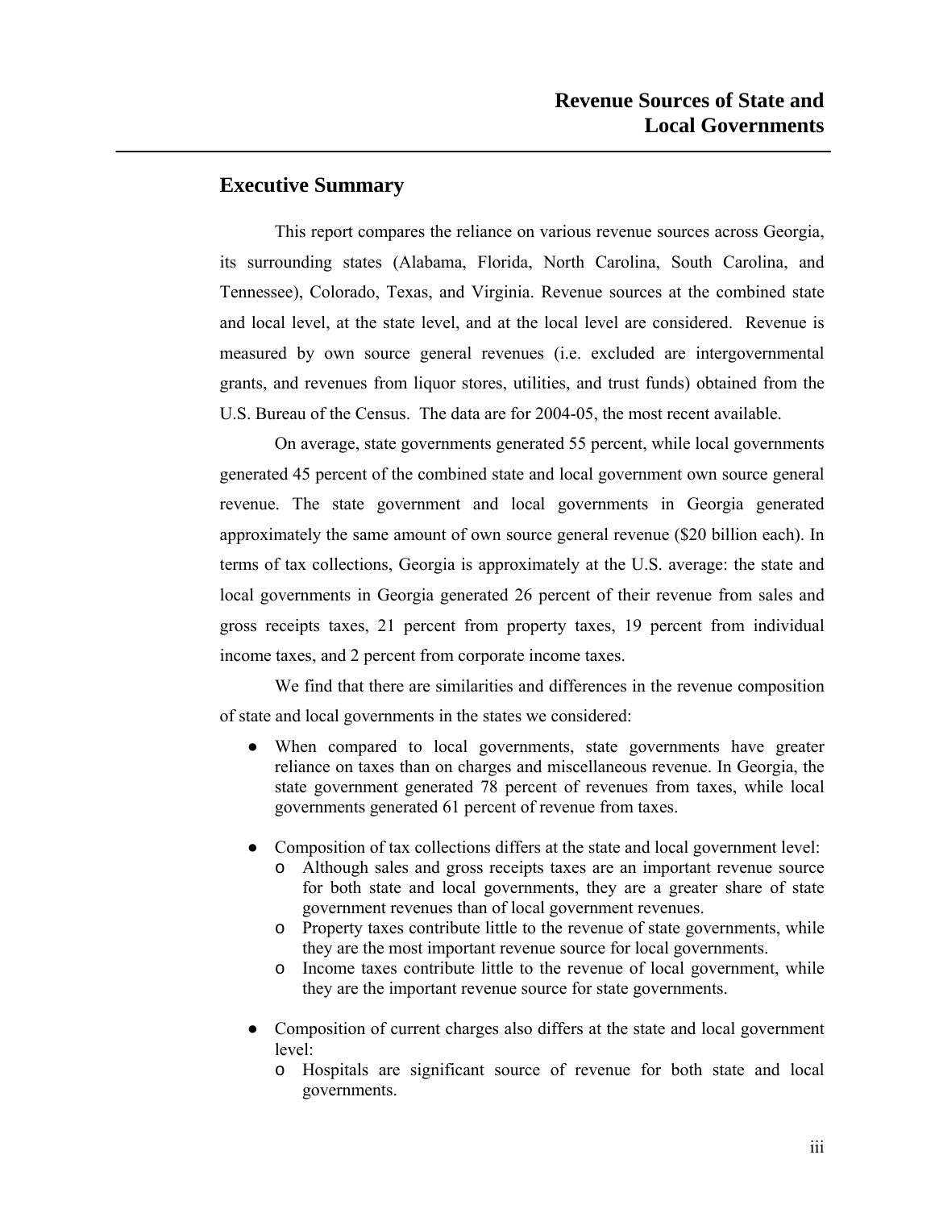## Executive Summary

This report compares the reliance on various revenue sources across Georgia, its surrounding states (Alabama, Florida, North Carolina, South Carolina, and Tennessee), Colorado, Texas, and Virginia. Revenue sources at the combined state and local level, at the state level, and at the local level are considered. Revenue is measured by own source general revenues (i.e. excluded are intergovernmental grants, and revenues from liquor stores, utilities, and trust funds) obtained from the U.S. Bureau of the Census. The data are for 2004-05, the most recent available.

On average, state governments generated 55 percent, while local governments generated 45 percent of the combined state and local government own source general revenue. The state government and local governments in Georgia generated approximately the same amount of own source general revenue ($20 billion each). In terms of tax collections, Georgia is approximately at the U.S. average: the state and local governments in Georgia generated 26 percent of their revenue from sales and gross receipts taxes, 21 percent from property taxes, 19 percent from individual income taxes, and 2 percent from corporate income taxes.

We find that there are similarities and differences in the revenue composition of state and local governments in the states we considered:

- When compared to local governments, state governments have greater reliance on taxes than on charges and miscellaneous revenue. In Georgia, the state government generated 78 percent of revenues from taxes, while local governments generated 61 percent of revenue from taxes.
- Composition of tax collections differs at the state and local government level:
  - Although sales and gross receipts taxes are an important revenue source for both state and local governments, they are a greater share of state government revenues than of local government revenues.
  - Property taxes contribute little to the revenue of state governments, while they are the most important revenue source for local governments.
  - Income taxes contribute little to the revenue of local government, while they are the important revenue source for state governments.
- Composition of current charges also differs at the state and local government level:
  - Hospitals are significant source of revenue for both state and local governments.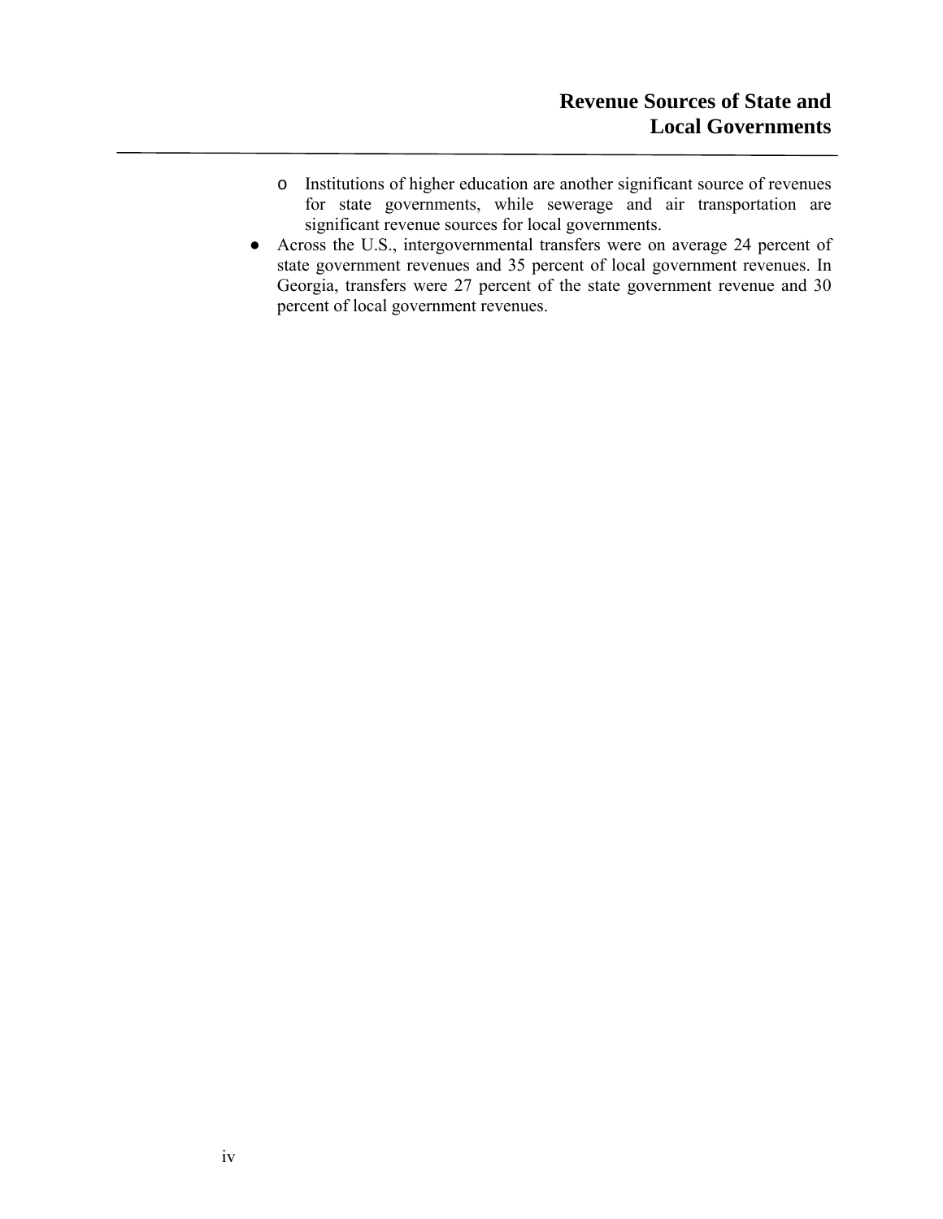- Institutions of higher education are another significant source of revenues for state governments, while sewerage and air transportation are significant revenue sources for local governments.
- Across the U.S., intergovernmental transfers were on average 24 percent of state government revenues and 35 percent of local government revenues. In Georgia, transfers were 27 percent of the state government revenue and 30 percent of local government revenues.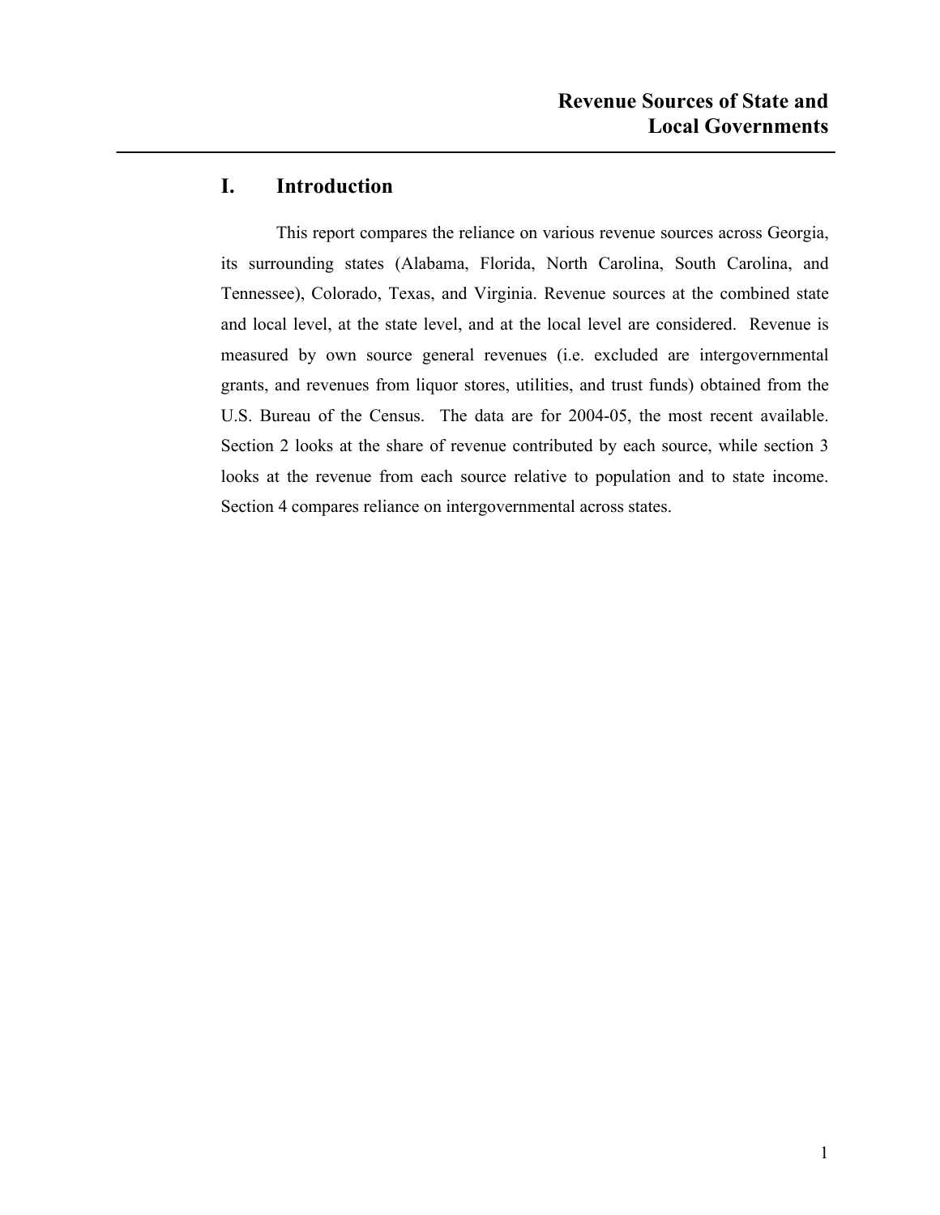# I. Introduction

This report compares the reliance on various revenue sources across Georgia, its surrounding states (Alabama, Florida, North Carolina, South Carolina, and Tennessee), Colorado, Texas, and Virginia. Revenue sources at the combined state and local level, at the state level, and at the local level are considered. Revenue is measured by own source general revenues (i.e. excluded are intergovernmental grants, and revenues from liquor stores, utilities, and trust funds) obtained from the U.S. Bureau of the Census. The data are for 2004-05, the most recent available. Section 2 looks at the share of revenue contributed by each source, while section 3 looks at the revenue from each source relative to population and to state income. Section 4 compares reliance on intergovernmental across states.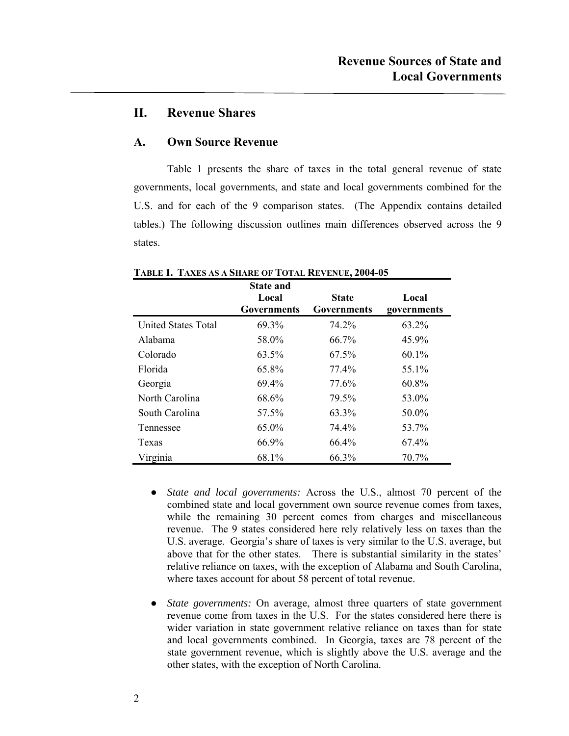## II. Revenue Shares

### A. Own Source Revenue

Table 1 presents the share of taxes in the total general revenue of state governments, local governments, and state and local governments combined for the U.S. and for each of the 9 comparison states. (The Appendix contains detailed tables.) The following discussion outlines main differences observed across the 9 states.

**TABLE 1. TAXES AS A SHARE OF TOTAL REVENUE, 2004-05**

| | State and Local Governments | State Governments | Local governments |
|---|---|---|---|
| United States Total | 69.3% | 74.2% | 63.2% |
| Alabama | 58.0% | 66.7% | 45.9% |
| Colorado | 63.5% | 67.5% | 60.1% |
| Florida | 65.8% | 77.4% | 55.1% |
| Georgia | 69.4% | 77.6% | 60.8% |
| North Carolina | 68.6% | 79.5% | 53.0% |
| South Carolina | 57.5% | 63.3% | 50.0% |
| Tennessee | 65.0% | 74.4% | 53.7% |
| Texas | 66.9% | 66.4% | 67.4% |
| Virginia | 68.1% | 66.3% | 70.7% |

- *State and local governments:* Across the U.S., almost 70 percent of the combined state and local government own source revenue comes from taxes, while the remaining 30 percent comes from charges and miscellaneous revenue. The 9 states considered here rely relatively less on taxes than the U.S. average. Georgia's share of taxes is very similar to the U.S. average, but above that for the other states. There is substantial similarity in the states' relative reliance on taxes, with the exception of Alabama and South Carolina, where taxes account for about 58 percent of total revenue.

- *State governments:* On average, almost three quarters of state government revenue come from taxes in the U.S. For the states considered here there is wider variation in state government relative reliance on taxes than for state and local governments combined. In Georgia, taxes are 78 percent of the state government revenue, which is slightly above the U.S. average and the other states, with the exception of North Carolina.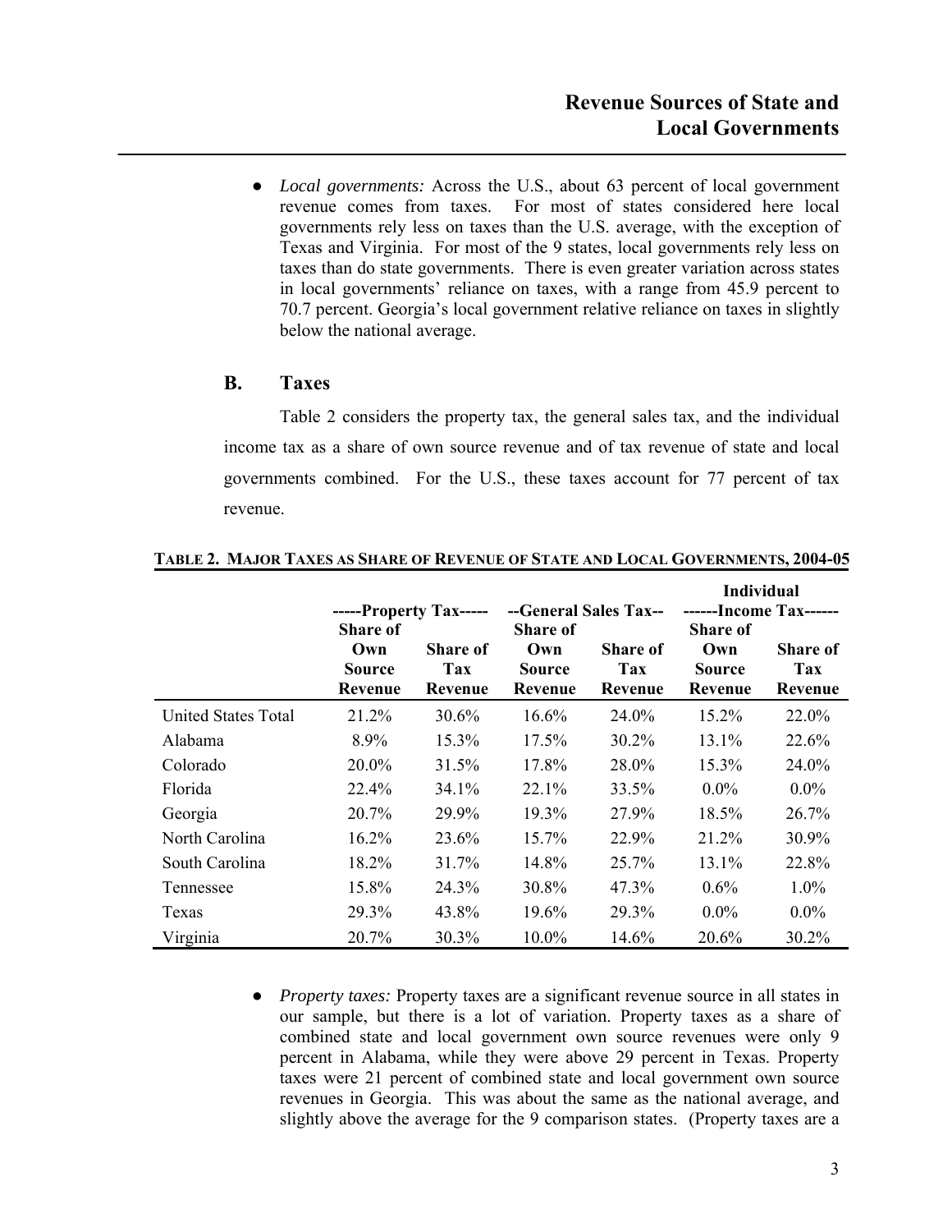- *Local governments:* Across the U.S., about 63 percent of local government revenue comes from taxes. For most of states considered here local governments rely less on taxes than the U.S. average, with the exception of Texas and Virginia. For most of the 9 states, local governments rely less on taxes than do state governments. There is even greater variation across states in local governments' reliance on taxes, with a range from 45.9 percent to 70.7 percent. Georgia's local government relative reliance on taxes in slightly below the national average.

## B. Taxes

Table 2 considers the property tax, the general sales tax, and the individual income tax as a share of own source revenue and of tax revenue of state and local governments combined. For the U.S., these taxes account for 77 percent of tax revenue.

**Table 2. Major Taxes as Share of Revenue of State and Local Governments, 2004-05**

| | -----Property Tax----- | | --General Sales Tax-- | | Individual ------Income Tax------ | |
|---|---|---|---|---|---|---|
| | Share of Own Source Revenue | Share of Tax Revenue | Share of Own Source Revenue | Share of Tax Revenue | Share of Own Source Revenue | Share of Tax Revenue |
| United States Total | 21.2% | 30.6% | 16.6% | 24.0% | 15.2% | 22.0% |
| Alabama | 8.9% | 15.3% | 17.5% | 30.2% | 13.1% | 22.6% |
| Colorado | 20.0% | 31.5% | 17.8% | 28.0% | 15.3% | 24.0% |
| Florida | 22.4% | 34.1% | 22.1% | 33.5% | 0.0% | 0.0% |
| Georgia | 20.7% | 29.9% | 19.3% | 27.9% | 18.5% | 26.7% |
| North Carolina | 16.2% | 23.6% | 15.7% | 22.9% | 21.2% | 30.9% |
| South Carolina | 18.2% | 31.7% | 14.8% | 25.7% | 13.1% | 22.8% |
| Tennessee | 15.8% | 24.3% | 30.8% | 47.3% | 0.6% | 1.0% |
| Texas | 29.3% | 43.8% | 19.6% | 29.3% | 0.0% | 0.0% |
| Virginia | 20.7% | 30.3% | 10.0% | 14.6% | 20.6% | 30.2% |

- *Property taxes:* Property taxes are a significant revenue source in all states in our sample, but there is a lot of variation. Property taxes as a share of combined state and local government own source revenues were only 9 percent in Alabama, while they were above 29 percent in Texas. Property taxes were 21 percent of combined state and local government own source revenues in Georgia. This was about the same as the national average, and slightly above the average for the 9 comparison states. (Property taxes are a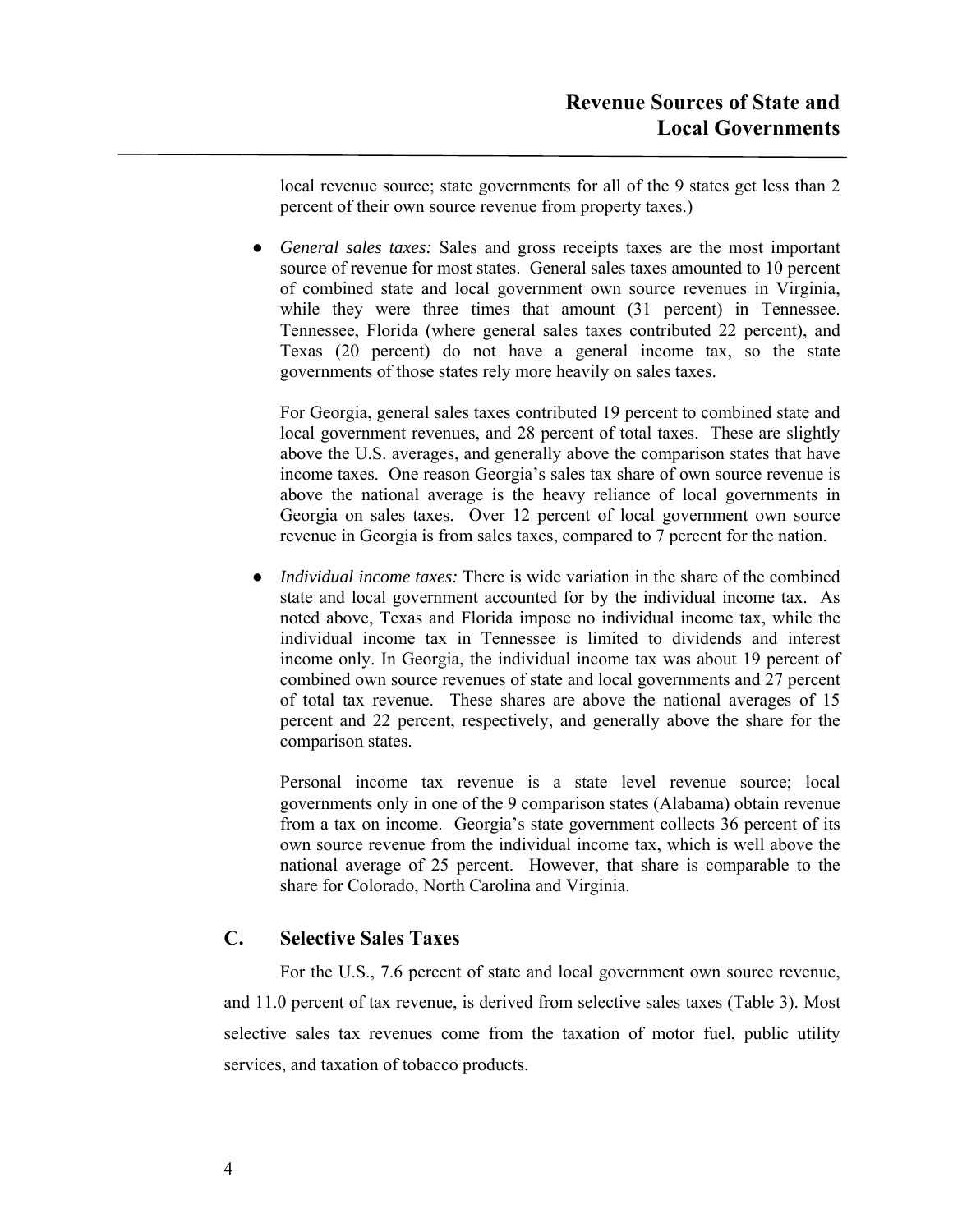local revenue source; state governments for all of the 9 states get less than 2 percent of their own source revenue from property taxes.)

- *General sales taxes:* Sales and gross receipts taxes are the most important source of revenue for most states. General sales taxes amounted to 10 percent of combined state and local government own source revenues in Virginia, while they were three times that amount (31 percent) in Tennessee. Tennessee, Florida (where general sales taxes contributed 22 percent), and Texas (20 percent) do not have a general income tax, so the state governments of those states rely more heavily on sales taxes.

  For Georgia, general sales taxes contributed 19 percent to combined state and local government revenues, and 28 percent of total taxes. These are slightly above the U.S. averages, and generally above the comparison states that have income taxes. One reason Georgia's sales tax share of own source revenue is above the national average is the heavy reliance of local governments in Georgia on sales taxes. Over 12 percent of local government own source revenue in Georgia is from sales taxes, compared to 7 percent for the nation.

- *Individual income taxes:* There is wide variation in the share of the combined state and local government accounted for by the individual income tax. As noted above, Texas and Florida impose no individual income tax, while the individual income tax in Tennessee is limited to dividends and interest income only. In Georgia, the individual income tax was about 19 percent of combined own source revenues of state and local governments and 27 percent of total tax revenue. These shares are above the national averages of 15 percent and 22 percent, respectively, and generally above the share for the comparison states.

  Personal income tax revenue is a state level revenue source; local governments only in one of the 9 comparison states (Alabama) obtain revenue from a tax on income. Georgia's state government collects 36 percent of its own source revenue from the individual income tax, which is well above the national average of 25 percent. However, that share is comparable to the share for Colorado, North Carolina and Virginia.

## C. Selective Sales Taxes

For the U.S., 7.6 percent of state and local government own source revenue, and 11.0 percent of tax revenue, is derived from selective sales taxes (Table 3). Most selective sales tax revenues come from the taxation of motor fuel, public utility services, and taxation of tobacco products.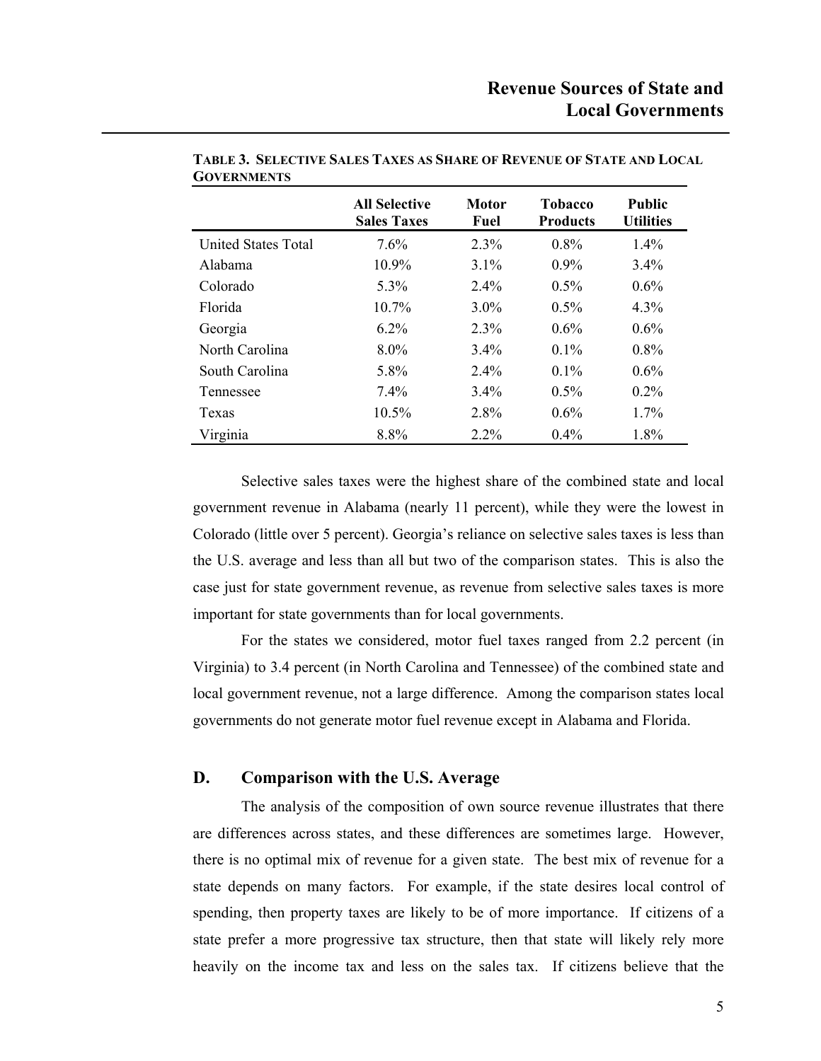**TABLE 3. SELECTIVE SALES TAXES AS SHARE OF REVENUE OF STATE AND LOCAL GOVERNMENTS**

| | All Selective Sales Taxes | Motor Fuel | Tobacco Products | Public Utilities |
|---|---|---|---|---|
| United States Total | 7.6% | 2.3% | 0.8% | 1.4% |
| Alabama | 10.9% | 3.1% | 0.9% | 3.4% |
| Colorado | 5.3% | 2.4% | 0.5% | 0.6% |
| Florida | 10.7% | 3.0% | 0.5% | 4.3% |
| Georgia | 6.2% | 2.3% | 0.6% | 0.6% |
| North Carolina | 8.0% | 3.4% | 0.1% | 0.8% |
| South Carolina | 5.8% | 2.4% | 0.1% | 0.6% |
| Tennessee | 7.4% | 3.4% | 0.5% | 0.2% |
| Texas | 10.5% | 2.8% | 0.6% | 1.7% |
| Virginia | 8.8% | 2.2% | 0.4% | 1.8% |

Selective sales taxes were the highest share of the combined state and local government revenue in Alabama (nearly 11 percent), while they were the lowest in Colorado (little over 5 percent). Georgia's reliance on selective sales taxes is less than the U.S. average and less than all but two of the comparison states. This is also the case just for state government revenue, as revenue from selective sales taxes is more important for state governments than for local governments.

For the states we considered, motor fuel taxes ranged from 2.2 percent (in Virginia) to 3.4 percent (in North Carolina and Tennessee) of the combined state and local government revenue, not a large difference. Among the comparison states local governments do not generate motor fuel revenue except in Alabama and Florida.

## D. Comparison with the U.S. Average

The analysis of the composition of own source revenue illustrates that there are differences across states, and these differences are sometimes large. However, there is no optimal mix of revenue for a given state. The best mix of revenue for a state depends on many factors. For example, if the state desires local control of spending, then property taxes are likely to be of more importance. If citizens of a state prefer a more progressive tax structure, then that state will likely rely more heavily on the income tax and less on the sales tax. If citizens believe that the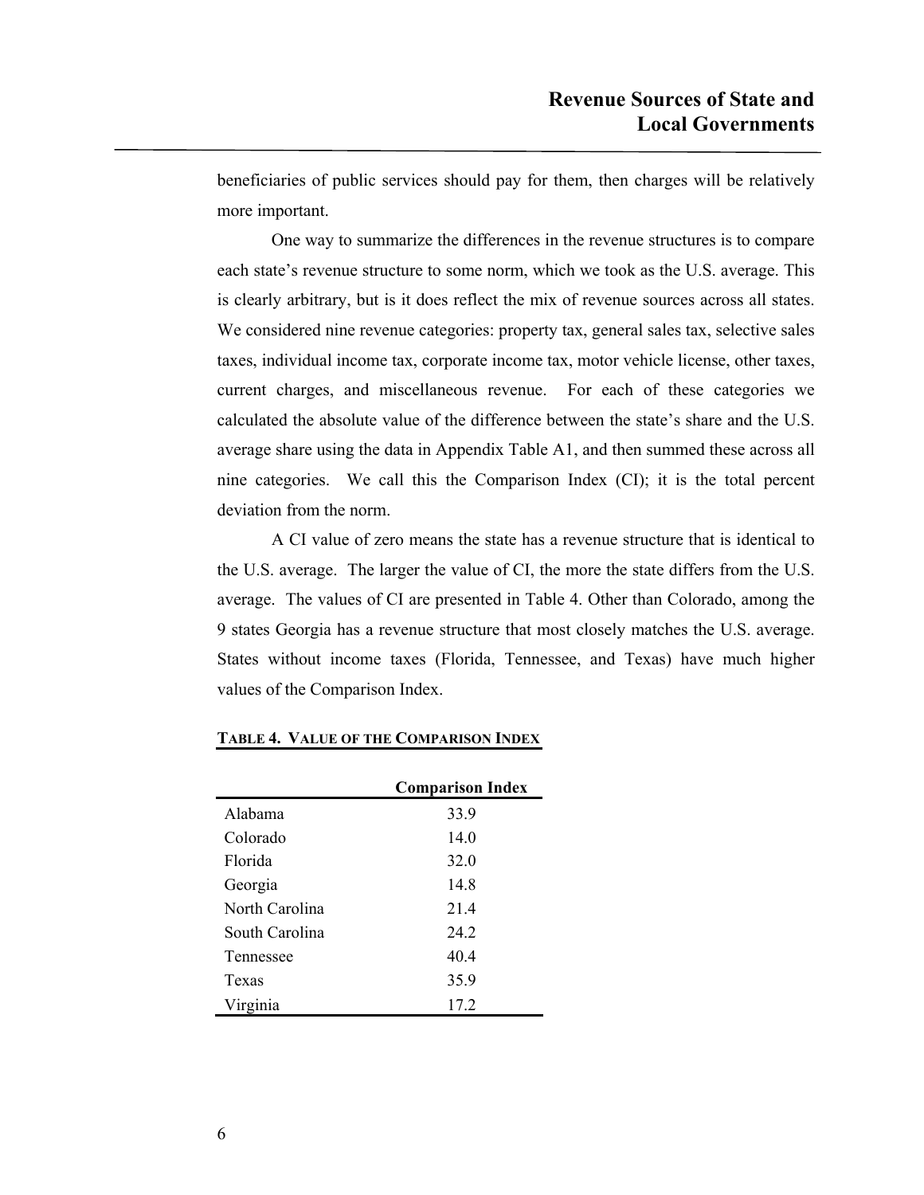beneficiaries of public services should pay for them, then charges will be relatively more important.

One way to summarize the differences in the revenue structures is to compare each state's revenue structure to some norm, which we took as the U.S. average. This is clearly arbitrary, but is it does reflect the mix of revenue sources across all states. We considered nine revenue categories: property tax, general sales tax, selective sales taxes, individual income tax, corporate income tax, motor vehicle license, other taxes, current charges, and miscellaneous revenue. For each of these categories we calculated the absolute value of the difference between the state's share and the U.S. average share using the data in Appendix Table A1, and then summed these across all nine categories. We call this the Comparison Index (CI); it is the total percent deviation from the norm.

A CI value of zero means the state has a revenue structure that is identical to the U.S. average. The larger the value of CI, the more the state differs from the U.S. average. The values of CI are presented in Table 4. Other than Colorado, among the 9 states Georgia has a revenue structure that most closely matches the U.S. average. States without income taxes (Florida, Tennessee, and Texas) have much higher values of the Comparison Index.

**TABLE 4. VALUE OF THE COMPARISON INDEX**

| | Comparison Index |
|---|---|
| Alabama | 33.9 |
| Colorado | 14.0 |
| Florida | 32.0 |
| Georgia | 14.8 |
| North Carolina | 21.4 |
| South Carolina | 24.2 |
| Tennessee | 40.4 |
| Texas | 35.9 |
| Virginia | 17.2 |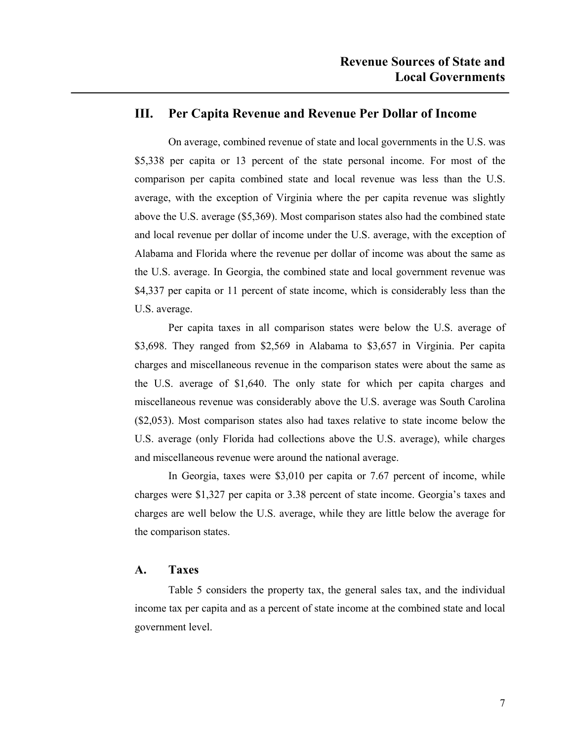## III. Per Capita Revenue and Revenue Per Dollar of Income

On average, combined revenue of state and local governments in the U.S. was $5,338 per capita or 13 percent of the state personal income. For most of the comparison per capita combined state and local revenue was less than the U.S. average, with the exception of Virginia where the per capita revenue was slightly above the U.S. average ($5,369). Most comparison states also had the combined state and local revenue per dollar of income under the U.S. average, with the exception of Alabama and Florida where the revenue per dollar of income was about the same as the U.S. average. In Georgia, the combined state and local government revenue was $4,337 per capita or 11 percent of state income, which is considerably less than the U.S. average.

Per capita taxes in all comparison states were below the U.S. average of $3,698. They ranged from $2,569 in Alabama to $3,657 in Virginia. Per capita charges and miscellaneous revenue in the comparison states were about the same as the U.S. average of $1,640. The only state for which per capita charges and miscellaneous revenue was considerably above the U.S. average was South Carolina ($2,053). Most comparison states also had taxes relative to state income below the U.S. average (only Florida had collections above the U.S. average), while charges and miscellaneous revenue were around the national average.

In Georgia, taxes were $3,010 per capita or 7.67 percent of income, while charges were $1,327 per capita or 3.38 percent of state income. Georgia's taxes and charges are well below the U.S. average, while they are little below the average for the comparison states.

### A. Taxes

Table 5 considers the property tax, the general sales tax, and the individual income tax per capita and as a percent of state income at the combined state and local government level.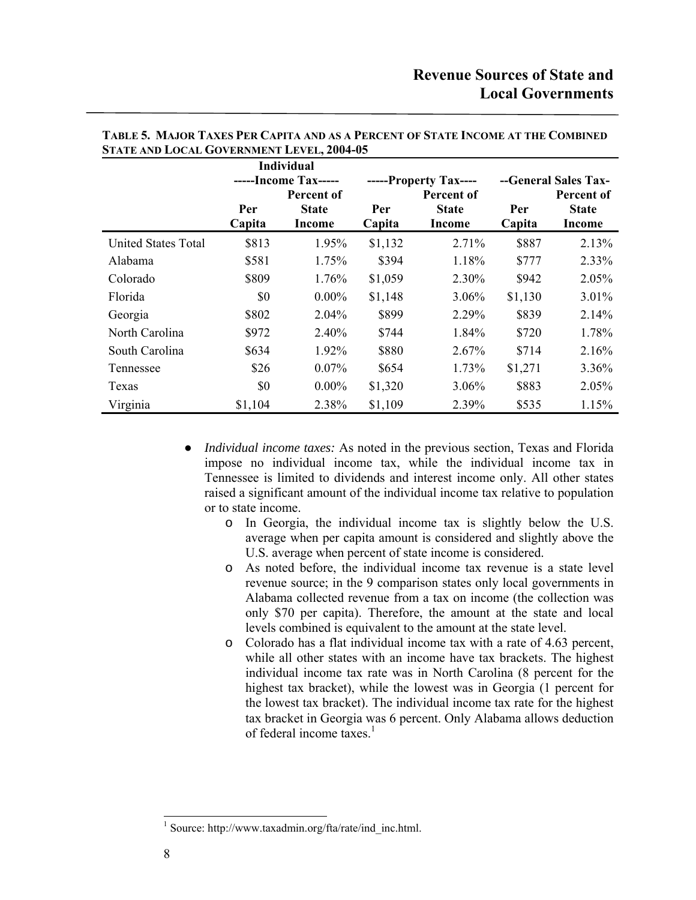**TABLE 5. MAJOR TAXES PER CAPITA AND AS A PERCENT OF STATE INCOME AT THE COMBINED STATE AND LOCAL GOVERNMENT LEVEL, 2004-05**

| | Individual -----Income Tax----- | | -----Property Tax---- | | --General Sales Tax- | |
|---|---|---|---|---|---|---|
| | Per Capita | Percent of State Income | Per Capita | Percent of State Income | Per Capita | Percent of State Income |
| United States Total | $813 | 1.95% | $1,132 | 2.71% | $887 | 2.13% |
| Alabama | $581 | 1.75% | $394 | 1.18% | $777 | 2.33% |
| Colorado | $809 | 1.76% | $1,059 | 2.30% | $942 | 2.05% |
| Florida | $0 | 0.00% | $1,148 | 3.06% | $1,130 | 3.01% |
| Georgia | $802 | 2.04% | $899 | 2.29% | $839 | 2.14% |
| North Carolina | $972 | 2.40% | $744 | 1.84% | $720 | 1.78% |
| South Carolina | $634 | 1.92% | $880 | 2.67% | $714 | 2.16% |
| Tennessee | $26 | 0.07% | $654 | 1.73% | $1,271 | 3.36% |
| Texas | $0 | 0.00% | $1,320 | 3.06% | $883 | 2.05% |
| Virginia | $1,104 | 2.38% | $1,109 | 2.39% | $535 | 1.15% |

- *Individual income taxes:* As noted in the previous section, Texas and Florida impose no individual income tax, while the individual income tax in Tennessee is limited to dividends and interest income only. All other states raised a significant amount of the individual income tax relative to population or to state income.
  - In Georgia, the individual income tax is slightly below the U.S. average when per capita amount is considered and slightly above the U.S. average when percent of state income is considered.
  - As noted before, the individual income tax revenue is a state level revenue source; in the 9 comparison states only local governments in Alabama collected revenue from a tax on income (the collection was only $70 per capita). Therefore, the amount at the state and local levels combined is equivalent to the amount at the state level.
  - Colorado has a flat individual income tax with a rate of 4.63 percent, while all other states with an income have tax brackets. The highest individual income tax rate was in North Carolina (8 percent for the highest tax bracket), while the lowest was in Georgia (1 percent for the lowest tax bracket). The individual income tax rate for the highest tax bracket in Georgia was 6 percent. Only Alabama allows deduction of federal income taxes.[1]

[1] Source: http://www.taxadmin.org/fta/rate/ind_inc.html.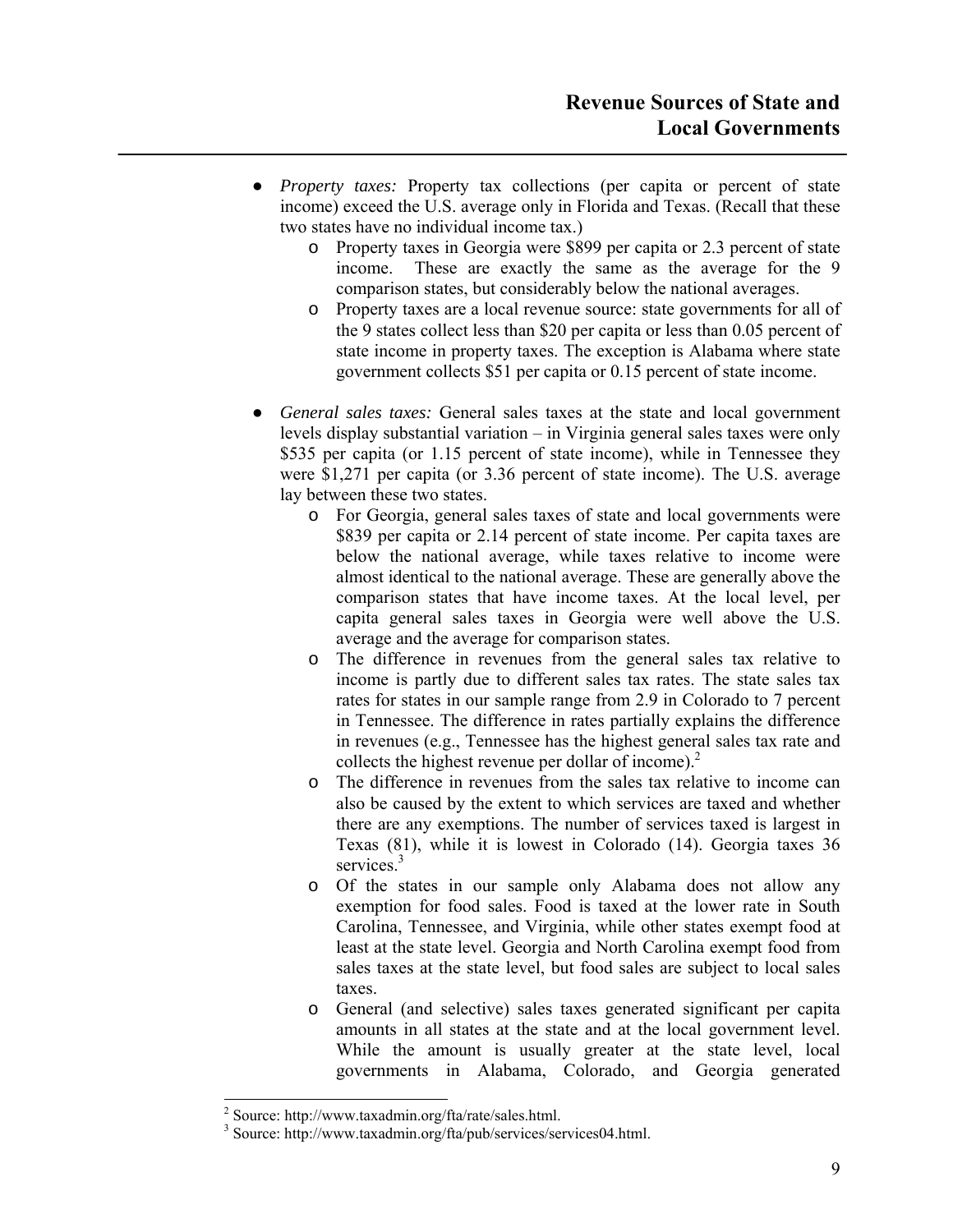- *Property taxes:* Property tax collections (per capita or percent of state income) exceed the U.S. average only in Florida and Texas. (Recall that these two states have no individual income tax.)
  - Property taxes in Georgia were $899 per capita or 2.3 percent of state income. These are exactly the same as the average for the 9 comparison states, but considerably below the national averages.
  - Property taxes are a local revenue source: state governments for all of the 9 states collect less than $20 per capita or less than 0.05 percent of state income in property taxes. The exception is Alabama where state government collects $51 per capita or 0.15 percent of state income.

- *General sales taxes:* General sales taxes at the state and local government levels display substantial variation – in Virginia general sales taxes were only $535 per capita (or 1.15 percent of state income), while in Tennessee they were $1,271 per capita (or 3.36 percent of state income). The U.S. average lay between these two states.
  - For Georgia, general sales taxes of state and local governments were $839 per capita or 2.14 percent of state income. Per capita taxes are below the national average, while taxes relative to income were almost identical to the national average. These are generally above the comparison states that have income taxes. At the local level, per capita general sales taxes in Georgia were well above the U.S. average and the average for comparison states.
  - The difference in revenues from the general sales tax relative to income is partly due to different sales tax rates. The state sales tax rates for states in our sample range from 2.9 in Colorado to 7 percent in Tennessee. The difference in rates partially explains the difference in revenues (e.g., Tennessee has the highest general sales tax rate and collects the highest revenue per dollar of income).[2]
  - The difference in revenues from the sales tax relative to income can also be caused by the extent to which services are taxed and whether there are any exemptions. The number of services taxed is largest in Texas (81), while it is lowest in Colorado (14). Georgia taxes 36 services.[3]
  - Of the states in our sample only Alabama does not allow any exemption for food sales. Food is taxed at the lower rate in South Carolina, Tennessee, and Virginia, while other states exempt food at least at the state level. Georgia and North Carolina exempt food from sales taxes at the state level, but food sales are subject to local sales taxes.
  - General (and selective) sales taxes generated significant per capita amounts in all states at the state and at the local government level. While the amount is usually greater at the state level, local governments in Alabama, Colorado, and Georgia generated

---

[2] Source: http://www.taxadmin.org/fta/rate/sales.html.

[3] Source: http://www.taxadmin.org/fta/pub/services/services04.html.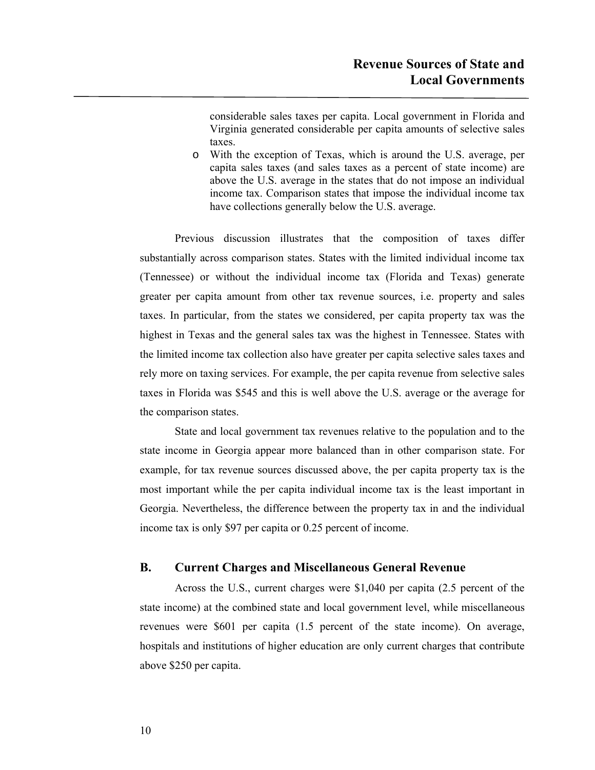considerable sales taxes per capita. Local government in Florida and Virginia generated considerable per capita amounts of selective sales taxes.

- With the exception of Texas, which is around the U.S. average, per capita sales taxes (and sales taxes as a percent of state income) are above the U.S. average in the states that do not impose an individual income tax. Comparison states that impose the individual income tax have collections generally below the U.S. average.

Previous discussion illustrates that the composition of taxes differ substantially across comparison states. States with the limited individual income tax (Tennessee) or without the individual income tax (Florida and Texas) generate greater per capita amount from other tax revenue sources, i.e. property and sales taxes. In particular, from the states we considered, per capita property tax was the highest in Texas and the general sales tax was the highest in Tennessee. States with the limited income tax collection also have greater per capita selective sales taxes and rely more on taxing services. For example, the per capita revenue from selective sales taxes in Florida was $545 and this is well above the U.S. average or the average for the comparison states.

State and local government tax revenues relative to the population and to the state income in Georgia appear more balanced than in other comparison state. For example, for tax revenue sources discussed above, the per capita property tax is the most important while the per capita individual income tax is the least important in Georgia. Nevertheless, the difference between the property tax in and the individual income tax is only $97 per capita or 0.25 percent of income.

## B. Current Charges and Miscellaneous General Revenue

Across the U.S., current charges were $1,040 per capita (2.5 percent of the state income) at the combined state and local government level, while miscellaneous revenues were $601 per capita (1.5 percent of the state income). On average, hospitals and institutions of higher education are only current charges that contribute above $250 per capita.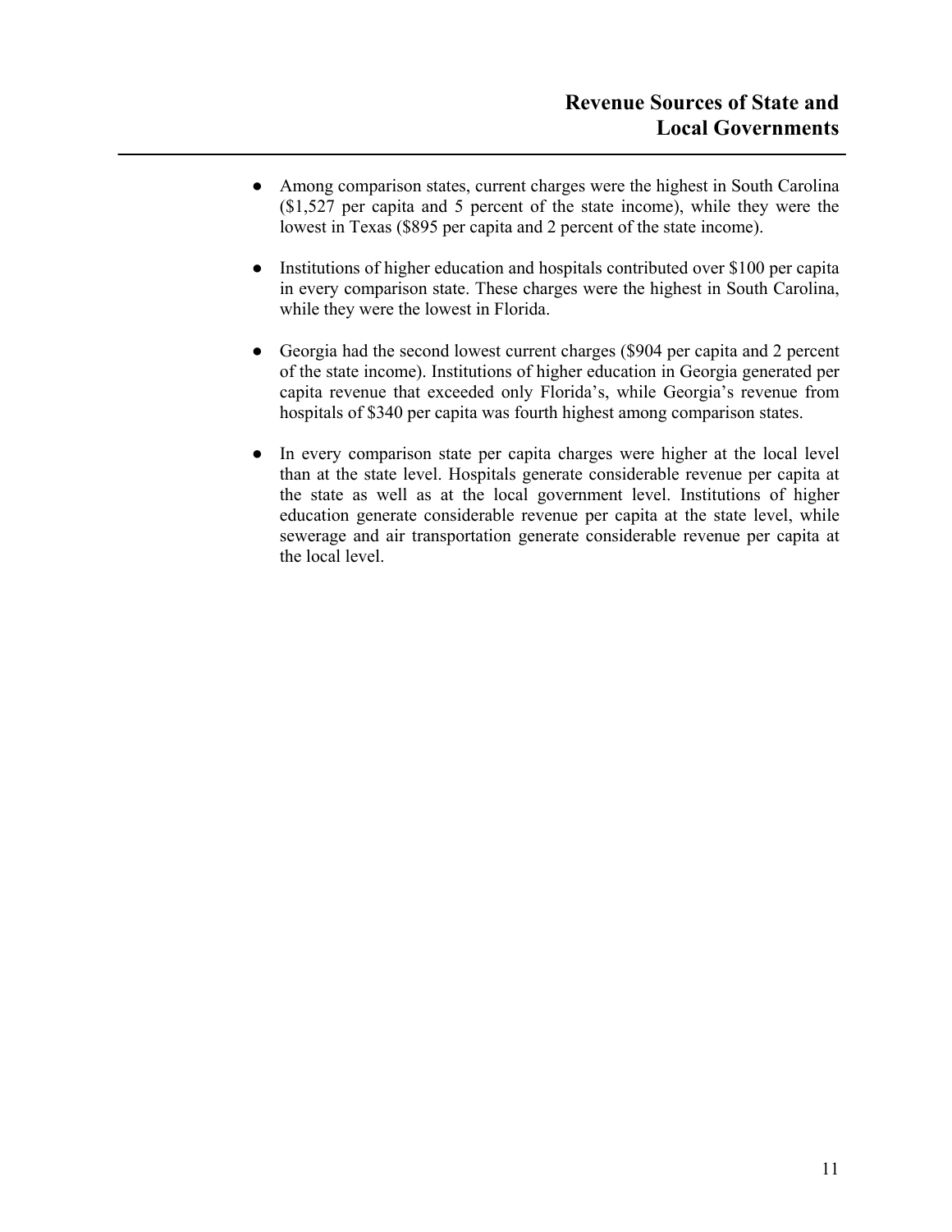- Among comparison states, current charges were the highest in South Carolina ($1,527 per capita and 5 percent of the state income), while they were the lowest in Texas ($895 per capita and 2 percent of the state income).

- Institutions of higher education and hospitals contributed over $100 per capita in every comparison state. These charges were the highest in South Carolina, while they were the lowest in Florida.

- Georgia had the second lowest current charges ($904 per capita and 2 percent of the state income). Institutions of higher education in Georgia generated per capita revenue that exceeded only Florida's, while Georgia's revenue from hospitals of $340 per capita was fourth highest among comparison states.

- In every comparison state per capita charges were higher at the local level than at the state level. Hospitals generate considerable revenue per capita at the state as well as at the local government level. Institutions of higher education generate considerable revenue per capita at the state level, while sewerage and air transportation generate considerable revenue per capita at the local level.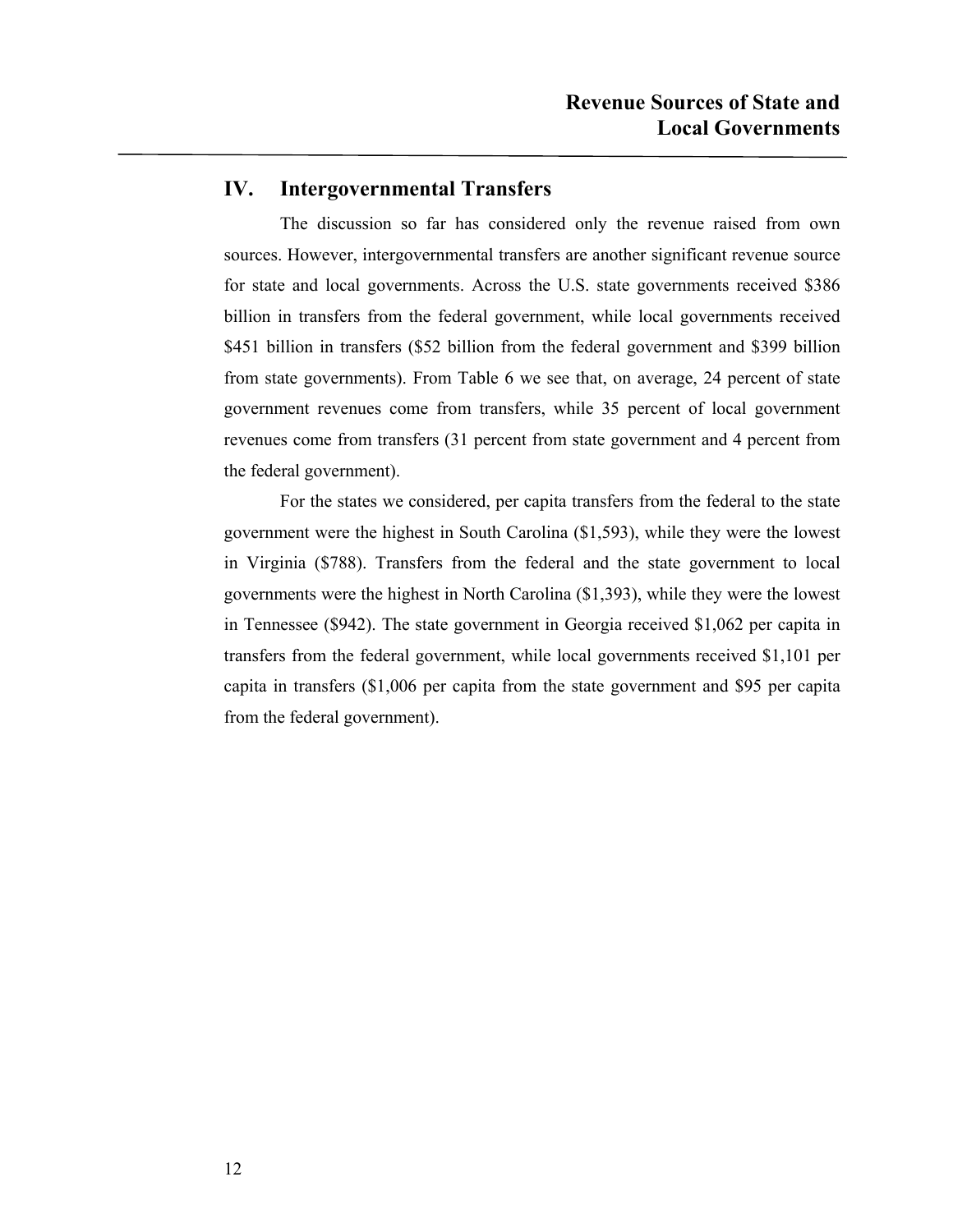## IV. Intergovernmental Transfers

The discussion so far has considered only the revenue raised from own sources. However, intergovernmental transfers are another significant revenue source for state and local governments. Across the U.S. state governments received $386 billion in transfers from the federal government, while local governments received $451 billion in transfers ($52 billion from the federal government and $399 billion from state governments). From Table 6 we see that, on average, 24 percent of state government revenues come from transfers, while 35 percent of local government revenues come from transfers (31 percent from state government and 4 percent from the federal government).

For the states we considered, per capita transfers from the federal to the state government were the highest in South Carolina ($1,593), while they were the lowest in Virginia ($788). Transfers from the federal and the state government to local governments were the highest in North Carolina ($1,393), while they were the lowest in Tennessee ($942). The state government in Georgia received $1,062 per capita in transfers from the federal government, while local governments received $1,101 per capita in transfers ($1,006 per capita from the state government and $95 per capita from the federal government).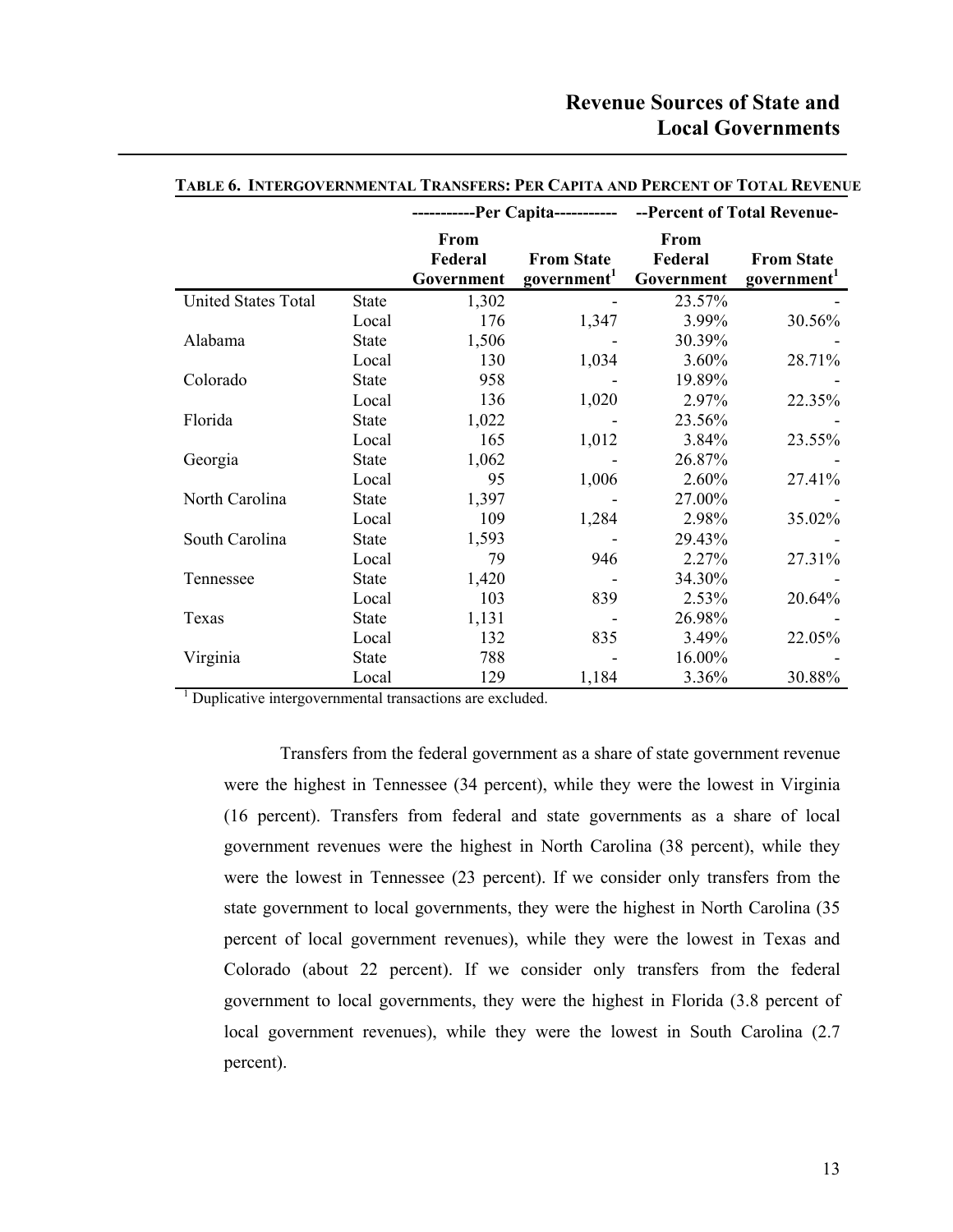**Table 6. Intergovernmental Transfers: Per Capita and Percent of Total Revenue**

| | | Per Capita | | Percent of Total Revenue | |
|---|---|---|---|---|---|
| | | From Federal Government | From State government[1] | From Federal Government | From State government[1] |
| United States Total | State | 1,302 | - | 23.57% | - |
| | Local | 176 | 1,347 | 3.99% | 30.56% |
| Alabama | State | 1,506 | - | 30.39% | - |
| | Local | 130 | 1,034 | 3.60% | 28.71% |
| Colorado | State | 958 | - | 19.89% | - |
| | Local | 136 | 1,020 | 2.97% | 22.35% |
| Florida | State | 1,022 | - | 23.56% | - |
| | Local | 165 | 1,012 | 3.84% | 23.55% |
| Georgia | State | 1,062 | - | 26.87% | - |
| | Local | 95 | 1,006 | 2.60% | 27.41% |
| North Carolina | State | 1,397 | - | 27.00% | - |
| | Local | 109 | 1,284 | 2.98% | 35.02% |
| South Carolina | State | 1,593 | - | 29.43% | - |
| | Local | 79 | 946 | 2.27% | 27.31% |
| Tennessee | State | 1,420 | - | 34.30% | - |
| | Local | 103 | 839 | 2.53% | 20.64% |
| Texas | State | 1,131 | - | 26.98% | - |
| | Local | 132 | 835 | 3.49% | 22.05% |
| Virginia | State | 788 | - | 16.00% | - |
| | Local | 129 | 1,184 | 3.36% | 30.88% |

[1] Duplicative intergovernmental transactions are excluded.

Transfers from the federal government as a share of state government revenue were the highest in Tennessee (34 percent), while they were the lowest in Virginia (16 percent). Transfers from federal and state governments as a share of local government revenues were the highest in North Carolina (38 percent), while they were the lowest in Tennessee (23 percent). If we consider only transfers from the state government to local governments, they were the highest in North Carolina (35 percent of local government revenues), while they were the lowest in Texas and Colorado (about 22 percent). If we consider only transfers from the federal government to local governments, they were the highest in Florida (3.8 percent of local government revenues), while they were the lowest in South Carolina (2.7 percent).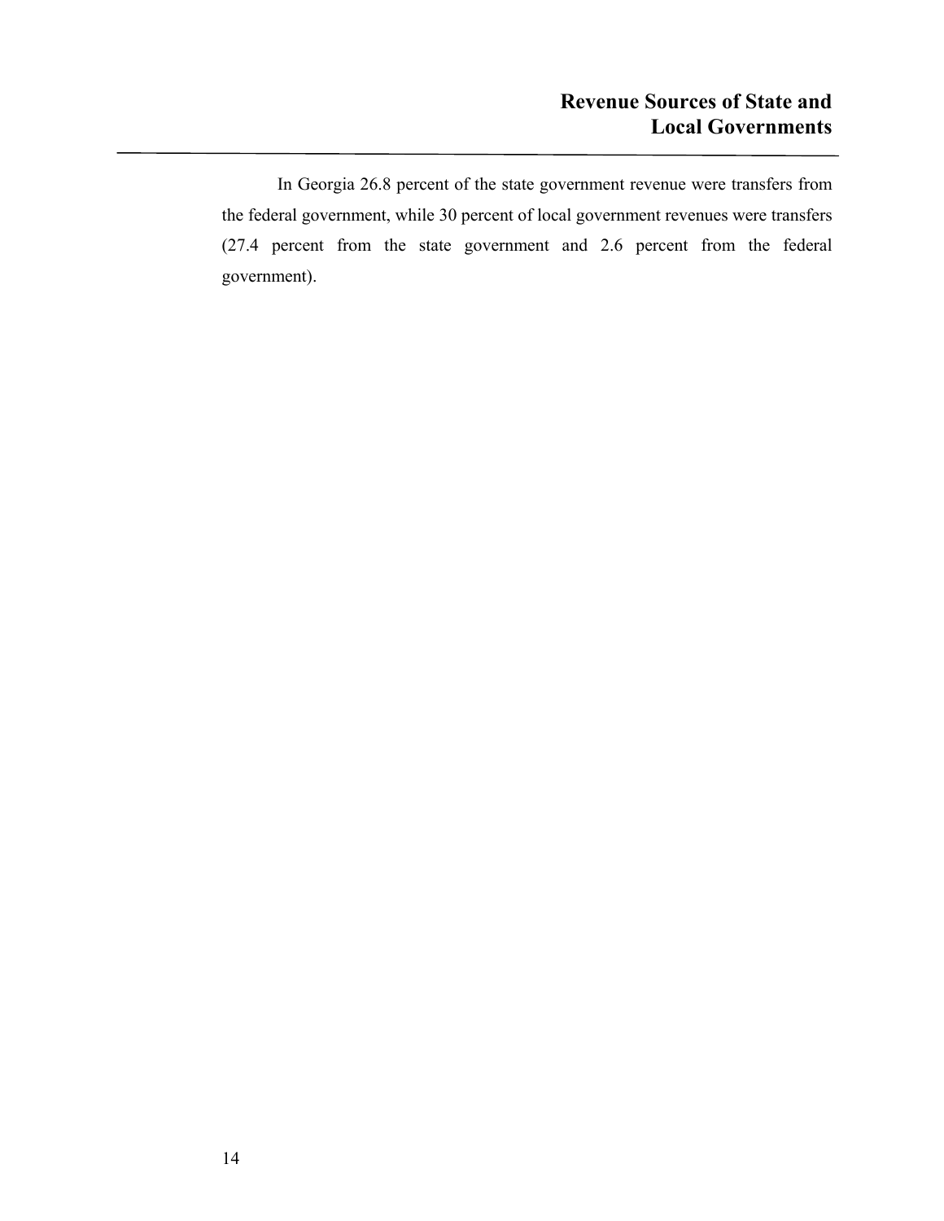In Georgia 26.8 percent of the state government revenue were transfers from the federal government, while 30 percent of local government revenues were transfers (27.4 percent from the state government and 2.6 percent from the federal government).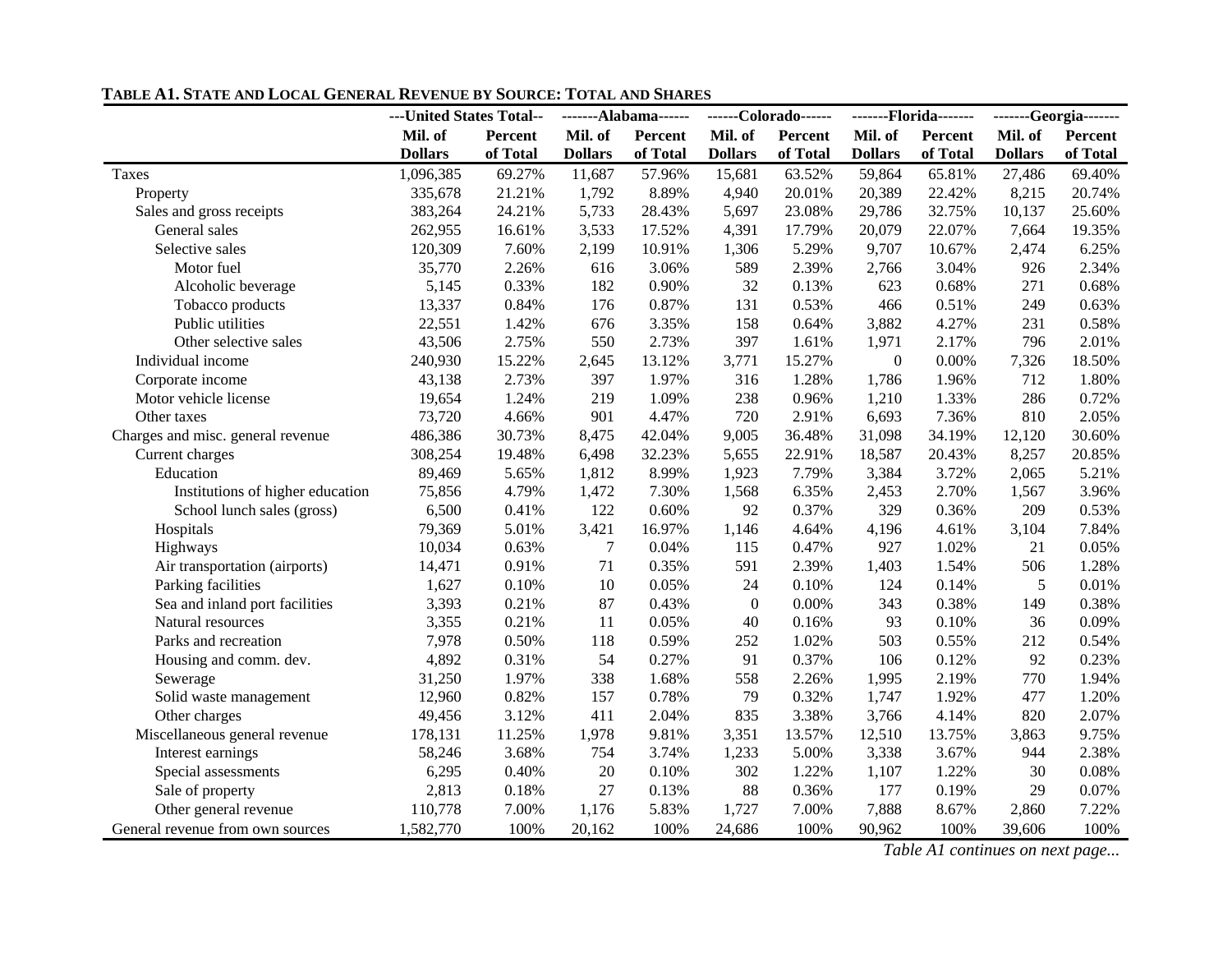**TABLE A1. STATE AND LOCAL GENERAL REVENUE BY SOURCE: TOTAL AND SHARES**

| | ---United States Total-- | | -------Alabama------ | | ------Colorado------ | | -------Florida------- | | -------Georgia------- | |
|---|---|---|---|---|---|---|---|---|---|---|
| | **Mil. of Dollars** | **Percent of Total** | **Mil. of Dollars** | **Percent of Total** | **Mil. of Dollars** | **Percent of Total** | **Mil. of Dollars** | **Percent of Total** | **Mil. of Dollars** | **Percent of Total** |
| Taxes | 1,096,385 | 69.27% | 11,687 | 57.96% | 15,681 | 63.52% | 59,864 | 65.81% | 27,486 | 69.40% |
| Property | 335,678 | 21.21% | 1,792 | 8.89% | 4,940 | 20.01% | 20,389 | 22.42% | 8,215 | 20.74% |
| Sales and gross receipts | 383,264 | 24.21% | 5,733 | 28.43% | 5,697 | 23.08% | 29,786 | 32.75% | 10,137 | 25.60% |
| General sales | 262,955 | 16.61% | 3,533 | 17.52% | 4,391 | 17.79% | 20,079 | 22.07% | 7,664 | 19.35% |
| Selective sales | 120,309 | 7.60% | 2,199 | 10.91% | 1,306 | 5.29% | 9,707 | 10.67% | 2,474 | 6.25% |
| Motor fuel | 35,770 | 2.26% | 616 | 3.06% | 589 | 2.39% | 2,766 | 3.04% | 926 | 2.34% |
| Alcoholic beverage | 5,145 | 0.33% | 182 | 0.90% | 32 | 0.13% | 623 | 0.68% | 271 | 0.68% |
| Tobacco products | 13,337 | 0.84% | 176 | 0.87% | 131 | 0.53% | 466 | 0.51% | 249 | 0.63% |
| Public utilities | 22,551 | 1.42% | 676 | 3.35% | 158 | 0.64% | 3,882 | 4.27% | 231 | 0.58% |
| Other selective sales | 43,506 | 2.75% | 550 | 2.73% | 397 | 1.61% | 1,971 | 2.17% | 796 | 2.01% |
| Individual income | 240,930 | 15.22% | 2,645 | 13.12% | 3,771 | 15.27% | 0 | 0.00% | 7,326 | 18.50% |
| Corporate income | 43,138 | 2.73% | 397 | 1.97% | 316 | 1.28% | 1,786 | 1.96% | 712 | 1.80% |
| Motor vehicle license | 19,654 | 1.24% | 219 | 1.09% | 238 | 0.96% | 1,210 | 1.33% | 286 | 0.72% |
| Other taxes | 73,720 | 4.66% | 901 | 4.47% | 720 | 2.91% | 6,693 | 7.36% | 810 | 2.05% |
| Charges and misc. general revenue | 486,386 | 30.73% | 8,475 | 42.04% | 9,005 | 36.48% | 31,098 | 34.19% | 12,120 | 30.60% |
| Current charges | 308,254 | 19.48% | 6,498 | 32.23% | 5,655 | 22.91% | 18,587 | 20.43% | 8,257 | 20.85% |
| Education | 89,469 | 5.65% | 1,812 | 8.99% | 1,923 | 7.79% | 3,384 | 3.72% | 2,065 | 5.21% |
| Institutions of higher education | 75,856 | 4.79% | 1,472 | 7.30% | 1,568 | 6.35% | 2,453 | 2.70% | 1,567 | 3.96% |
| School lunch sales (gross) | 6,500 | 0.41% | 122 | 0.60% | 92 | 0.37% | 329 | 0.36% | 209 | 0.53% |
| Hospitals | 79,369 | 5.01% | 3,421 | 16.97% | 1,146 | 4.64% | 4,196 | 4.61% | 3,104 | 7.84% |
| Highways | 10,034 | 0.63% | 7 | 0.04% | 115 | 0.47% | 927 | 1.02% | 21 | 0.05% |
| Air transportation (airports) | 14,471 | 0.91% | 71 | 0.35% | 591 | 2.39% | 1,403 | 1.54% | 506 | 1.28% |
| Parking facilities | 1,627 | 0.10% | 10 | 0.05% | 24 | 0.10% | 124 | 0.14% | 5 | 0.01% |
| Sea and inland port facilities | 3,393 | 0.21% | 87 | 0.43% | 0 | 0.00% | 343 | 0.38% | 149 | 0.38% |
| Natural resources | 3,355 | 0.21% | 11 | 0.05% | 40 | 0.16% | 93 | 0.10% | 36 | 0.09% |
| Parks and recreation | 7,978 | 0.50% | 118 | 0.59% | 252 | 1.02% | 503 | 0.55% | 212 | 0.54% |
| Housing and comm. dev. | 4,892 | 0.31% | 54 | 0.27% | 91 | 0.37% | 106 | 0.12% | 92 | 0.23% |
| Sewerage | 31,250 | 1.97% | 338 | 1.68% | 558 | 2.26% | 1,995 | 2.19% | 770 | 1.94% |
| Solid waste management | 12,960 | 0.82% | 157 | 0.78% | 79 | 0.32% | 1,747 | 1.92% | 477 | 1.20% |
| Other charges | 49,456 | 3.12% | 411 | 2.04% | 835 | 3.38% | 3,766 | 4.14% | 820 | 2.07% |
| Miscellaneous general revenue | 178,131 | 11.25% | 1,978 | 9.81% | 3,351 | 13.57% | 12,510 | 13.75% | 3,863 | 9.75% |
| Interest earnings | 58,246 | 3.68% | 754 | 3.74% | 1,233 | 5.00% | 3,338 | 3.67% | 944 | 2.38% |
| Special assessments | 6,295 | 0.40% | 20 | 0.10% | 302 | 1.22% | 1,107 | 1.22% | 30 | 0.08% |
| Sale of property | 2,813 | 0.18% | 27 | 0.13% | 88 | 0.36% | 177 | 0.19% | 29 | 0.07% |
| Other general revenue | 110,778 | 7.00% | 1,176 | 5.83% | 1,727 | 7.00% | 7,888 | 8.67% | 2,860 | 7.22% |
| General revenue from own sources | 1,582,770 | 100% | 20,162 | 100% | 24,686 | 100% | 90,962 | 100% | 39,606 | 100% |

*Table A1 continues on next page...*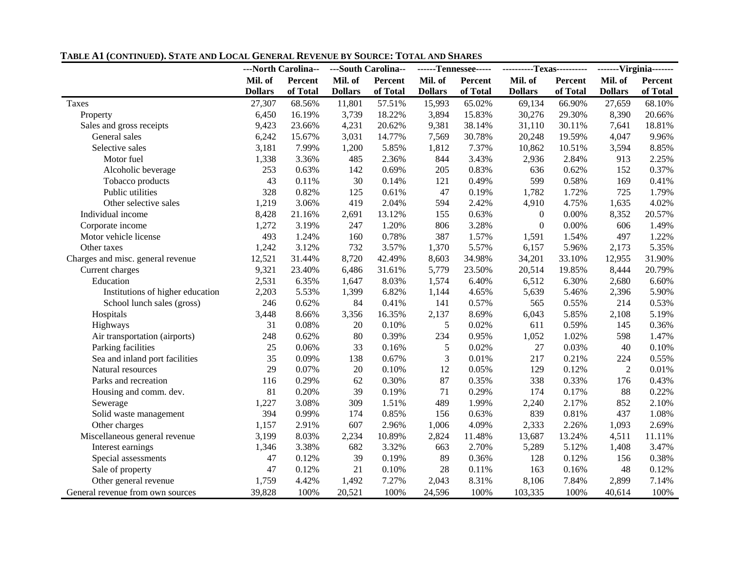**TABLE A1 (CONTINUED). STATE AND LOCAL GENERAL REVENUE BY SOURCE: TOTAL AND SHARES**

| | ---North Carolina-- | | ---South Carolina-- | | ------Tennessee----- | | ----------Texas---------- | | -------Virginia------- | |
|---|---|---|---|---|---|---|---|---|---|---|
| | **Mil. of Dollars** | **Percent of Total** | **Mil. of Dollars** | **Percent of Total** | **Mil. of Dollars** | **Percent of Total** | **Mil. of Dollars** | **Percent of Total** | **Mil. of Dollars** | **Percent of Total** |
| Taxes | 27,307 | 68.56% | 11,801 | 57.51% | 15,993 | 65.02% | 69,134 | 66.90% | 27,659 | 68.10% |
| Property | 6,450 | 16.19% | 3,739 | 18.22% | 3,894 | 15.83% | 30,276 | 29.30% | 8,390 | 20.66% |
| Sales and gross receipts | 9,423 | 23.66% | 4,231 | 20.62% | 9,381 | 38.14% | 31,110 | 30.11% | 7,641 | 18.81% |
| General sales | 6,242 | 15.67% | 3,031 | 14.77% | 7,569 | 30.78% | 20,248 | 19.59% | 4,047 | 9.96% |
| Selective sales | 3,181 | 7.99% | 1,200 | 5.85% | 1,812 | 7.37% | 10,862 | 10.51% | 3,594 | 8.85% |
| Motor fuel | 1,338 | 3.36% | 485 | 2.36% | 844 | 3.43% | 2,936 | 2.84% | 913 | 2.25% |
| Alcoholic beverage | 253 | 0.63% | 142 | 0.69% | 205 | 0.83% | 636 | 0.62% | 152 | 0.37% |
| Tobacco products | 43 | 0.11% | 30 | 0.14% | 121 | 0.49% | 599 | 0.58% | 169 | 0.41% |
| Public utilities | 328 | 0.82% | 125 | 0.61% | 47 | 0.19% | 1,782 | 1.72% | 725 | 1.79% |
| Other selective sales | 1,219 | 3.06% | 419 | 2.04% | 594 | 2.42% | 4,910 | 4.75% | 1,635 | 4.02% |
| Individual income | 8,428 | 21.16% | 2,691 | 13.12% | 155 | 0.63% | 0 | 0.00% | 8,352 | 20.57% |
| Corporate income | 1,272 | 3.19% | 247 | 1.20% | 806 | 3.28% | 0 | 0.00% | 606 | 1.49% |
| Motor vehicle license | 493 | 1.24% | 160 | 0.78% | 387 | 1.57% | 1,591 | 1.54% | 497 | 1.22% |
| Other taxes | 1,242 | 3.12% | 732 | 3.57% | 1,370 | 5.57% | 6,157 | 5.96% | 2,173 | 5.35% |
| Charges and misc. general revenue | 12,521 | 31.44% | 8,720 | 42.49% | 8,603 | 34.98% | 34,201 | 33.10% | 12,955 | 31.90% |
| Current charges | 9,321 | 23.40% | 6,486 | 31.61% | 5,779 | 23.50% | 20,514 | 19.85% | 8,444 | 20.79% |
| Education | 2,531 | 6.35% | 1,647 | 8.03% | 1,574 | 6.40% | 6,512 | 6.30% | 2,680 | 6.60% |
| Institutions of higher education | 2,203 | 5.53% | 1,399 | 6.82% | 1,144 | 4.65% | 5,639 | 5.46% | 2,396 | 5.90% |
| School lunch sales (gross) | 246 | 0.62% | 84 | 0.41% | 141 | 0.57% | 565 | 0.55% | 214 | 0.53% |
| Hospitals | 3,448 | 8.66% | 3,356 | 16.35% | 2,137 | 8.69% | 6,043 | 5.85% | 2,108 | 5.19% |
| Highways | 31 | 0.08% | 20 | 0.10% | 5 | 0.02% | 611 | 0.59% | 145 | 0.36% |
| Air transportation (airports) | 248 | 0.62% | 80 | 0.39% | 234 | 0.95% | 1,052 | 1.02% | 598 | 1.47% |
| Parking facilities | 25 | 0.06% | 33 | 0.16% | 5 | 0.02% | 27 | 0.03% | 40 | 0.10% |
| Sea and inland port facilities | 35 | 0.09% | 138 | 0.67% | 3 | 0.01% | 217 | 0.21% | 224 | 0.55% |
| Natural resources | 29 | 0.07% | 20 | 0.10% | 12 | 0.05% | 129 | 0.12% | 2 | 0.01% |
| Parks and recreation | 116 | 0.29% | 62 | 0.30% | 87 | 0.35% | 338 | 0.33% | 176 | 0.43% |
| Housing and comm. dev. | 81 | 0.20% | 39 | 0.19% | 71 | 0.29% | 174 | 0.17% | 88 | 0.22% |
| Sewerage | 1,227 | 3.08% | 309 | 1.51% | 489 | 1.99% | 2,240 | 2.17% | 852 | 2.10% |
| Solid waste management | 394 | 0.99% | 174 | 0.85% | 156 | 0.63% | 839 | 0.81% | 437 | 1.08% |
| Other charges | 1,157 | 2.91% | 607 | 2.96% | 1,006 | 4.09% | 2,333 | 2.26% | 1,093 | 2.69% |
| Miscellaneous general revenue | 3,199 | 8.03% | 2,234 | 10.89% | 2,824 | 11.48% | 13,687 | 13.24% | 4,511 | 11.11% |
| Interest earnings | 1,346 | 3.38% | 682 | 3.32% | 663 | 2.70% | 5,289 | 5.12% | 1,408 | 3.47% |
| Special assessments | 47 | 0.12% | 39 | 0.19% | 89 | 0.36% | 128 | 0.12% | 156 | 0.38% |
| Sale of property | 47 | 0.12% | 21 | 0.10% | 28 | 0.11% | 163 | 0.16% | 48 | 0.12% |
| Other general revenue | 1,759 | 4.42% | 1,492 | 7.27% | 2,043 | 8.31% | 8,106 | 7.84% | 2,899 | 7.14% |
| General revenue from own sources | 39,828 | 100% | 20,521 | 100% | 24,596 | 100% | 103,335 | 100% | 40,614 | 100% |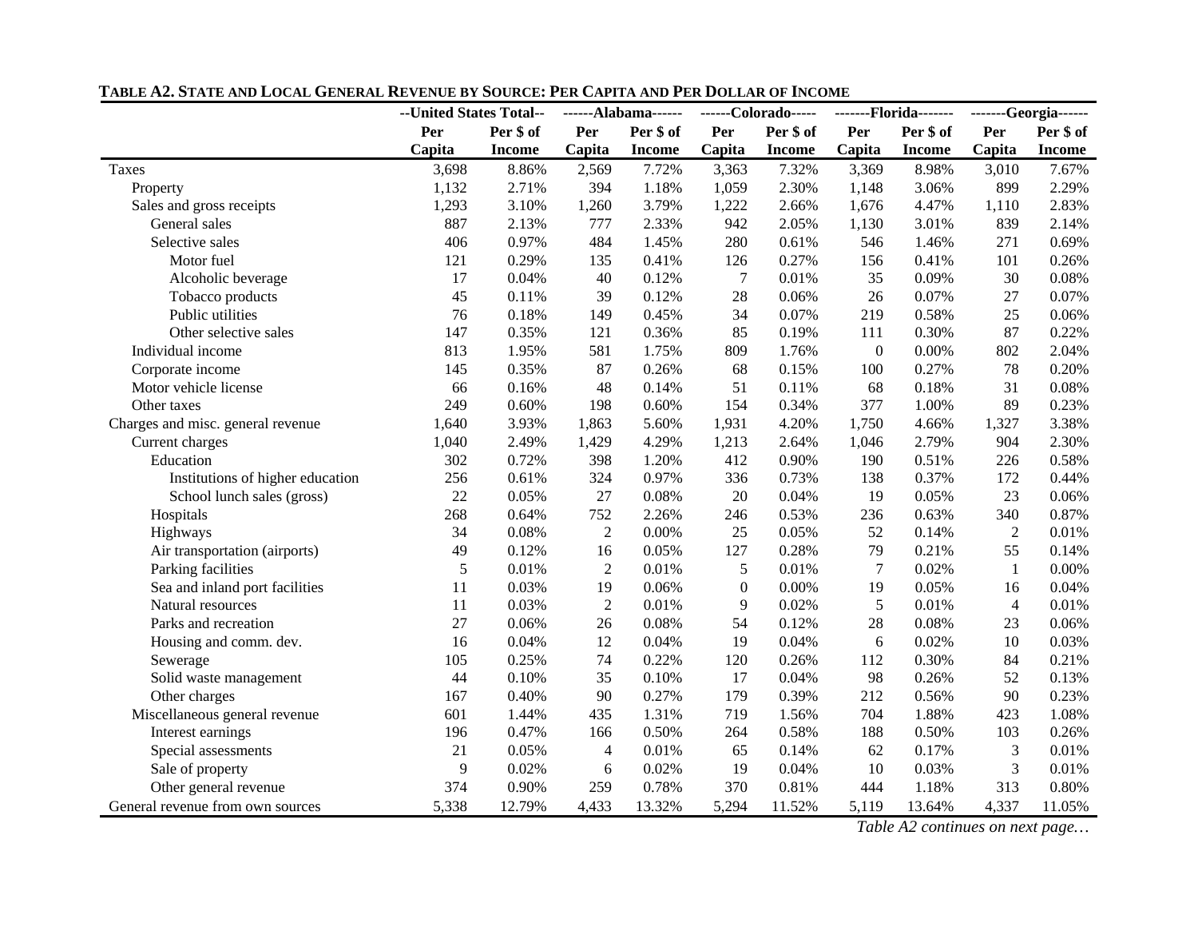**TABLE A2. STATE AND LOCAL GENERAL REVENUE BY SOURCE: PER CAPITA AND PER DOLLAR OF INCOME**

| | --United States Total-- | | ------Alabama------ | | ------Colorado----- | | -------Florida------- | | -------Georgia------ | |
|---|---|---|---|---|---|---|---|---|---|---|
| | Per Capita | Per $ of Income | Per Capita | Per $ of Income | Per Capita | Per $ of Income | Per Capita | Per $ of Income | Per Capita | Per $ of Income |
| Taxes | 3,698 | 8.86% | 2,569 | 7.72% | 3,363 | 7.32% | 3,369 | 8.98% | 3,010 | 7.67% |
| Property | 1,132 | 2.71% | 394 | 1.18% | 1,059 | 2.30% | 1,148 | 3.06% | 899 | 2.29% |
| Sales and gross receipts | 1,293 | 3.10% | 1,260 | 3.79% | 1,222 | 2.66% | 1,676 | 4.47% | 1,110 | 2.83% |
| General sales | 887 | 2.13% | 777 | 2.33% | 942 | 2.05% | 1,130 | 3.01% | 839 | 2.14% |
| Selective sales | 406 | 0.97% | 484 | 1.45% | 280 | 0.61% | 546 | 1.46% | 271 | 0.69% |
| Motor fuel | 121 | 0.29% | 135 | 0.41% | 126 | 0.27% | 156 | 0.41% | 101 | 0.26% |
| Alcoholic beverage | 17 | 0.04% | 40 | 0.12% | 7 | 0.01% | 35 | 0.09% | 30 | 0.08% |
| Tobacco products | 45 | 0.11% | 39 | 0.12% | 28 | 0.06% | 26 | 0.07% | 27 | 0.07% |
| Public utilities | 76 | 0.18% | 149 | 0.45% | 34 | 0.07% | 219 | 0.58% | 25 | 0.06% |
| Other selective sales | 147 | 0.35% | 121 | 0.36% | 85 | 0.19% | 111 | 0.30% | 87 | 0.22% |
| Individual income | 813 | 1.95% | 581 | 1.75% | 809 | 1.76% | 0 | 0.00% | 802 | 2.04% |
| Corporate income | 145 | 0.35% | 87 | 0.26% | 68 | 0.15% | 100 | 0.27% | 78 | 0.20% |
| Motor vehicle license | 66 | 0.16% | 48 | 0.14% | 51 | 0.11% | 68 | 0.18% | 31 | 0.08% |
| Other taxes | 249 | 0.60% | 198 | 0.60% | 154 | 0.34% | 377 | 1.00% | 89 | 0.23% |
| Charges and misc. general revenue | 1,640 | 3.93% | 1,863 | 5.60% | 1,931 | 4.20% | 1,750 | 4.66% | 1,327 | 3.38% |
| Current charges | 1,040 | 2.49% | 1,429 | 4.29% | 1,213 | 2.64% | 1,046 | 2.79% | 904 | 2.30% |
| Education | 302 | 0.72% | 398 | 1.20% | 412 | 0.90% | 190 | 0.51% | 226 | 0.58% |
| Institutions of higher education | 256 | 0.61% | 324 | 0.97% | 336 | 0.73% | 138 | 0.37% | 172 | 0.44% |
| School lunch sales (gross) | 22 | 0.05% | 27 | 0.08% | 20 | 0.04% | 19 | 0.05% | 23 | 0.06% |
| Hospitals | 268 | 0.64% | 752 | 2.26% | 246 | 0.53% | 236 | 0.63% | 340 | 0.87% |
| Highways | 34 | 0.08% | 2 | 0.00% | 25 | 0.05% | 52 | 0.14% | 2 | 0.01% |
| Air transportation (airports) | 49 | 0.12% | 16 | 0.05% | 127 | 0.28% | 79 | 0.21% | 55 | 0.14% |
| Parking facilities | 5 | 0.01% | 2 | 0.01% | 5 | 0.01% | 7 | 0.02% | 1 | 0.00% |
| Sea and inland port facilities | 11 | 0.03% | 19 | 0.06% | 0 | 0.00% | 19 | 0.05% | 16 | 0.04% |
| Natural resources | 11 | 0.03% | 2 | 0.01% | 9 | 0.02% | 5 | 0.01% | 4 | 0.01% |
| Parks and recreation | 27 | 0.06% | 26 | 0.08% | 54 | 0.12% | 28 | 0.08% | 23 | 0.06% |
| Housing and comm. dev. | 16 | 0.04% | 12 | 0.04% | 19 | 0.04% | 6 | 0.02% | 10 | 0.03% |
| Sewerage | 105 | 0.25% | 74 | 0.22% | 120 | 0.26% | 112 | 0.30% | 84 | 0.21% |
| Solid waste management | 44 | 0.10% | 35 | 0.10% | 17 | 0.04% | 98 | 0.26% | 52 | 0.13% |
| Other charges | 167 | 0.40% | 90 | 0.27% | 179 | 0.39% | 212 | 0.56% | 90 | 0.23% |
| Miscellaneous general revenue | 601 | 1.44% | 435 | 1.31% | 719 | 1.56% | 704 | 1.88% | 423 | 1.08% |
| Interest earnings | 196 | 0.47% | 166 | 0.50% | 264 | 0.58% | 188 | 0.50% | 103 | 0.26% |
| Special assessments | 21 | 0.05% | 4 | 0.01% | 65 | 0.14% | 62 | 0.17% | 3 | 0.01% |
| Sale of property | 9 | 0.02% | 6 | 0.02% | 19 | 0.04% | 10 | 0.03% | 3 | 0.01% |
| Other general revenue | 374 | 0.90% | 259 | 0.78% | 370 | 0.81% | 444 | 1.18% | 313 | 0.80% |
| General revenue from own sources | 5,338 | 12.79% | 4,433 | 13.32% | 5,294 | 11.52% | 5,119 | 13.64% | 4,337 | 11.05% |

*Table A2 continues on next page…*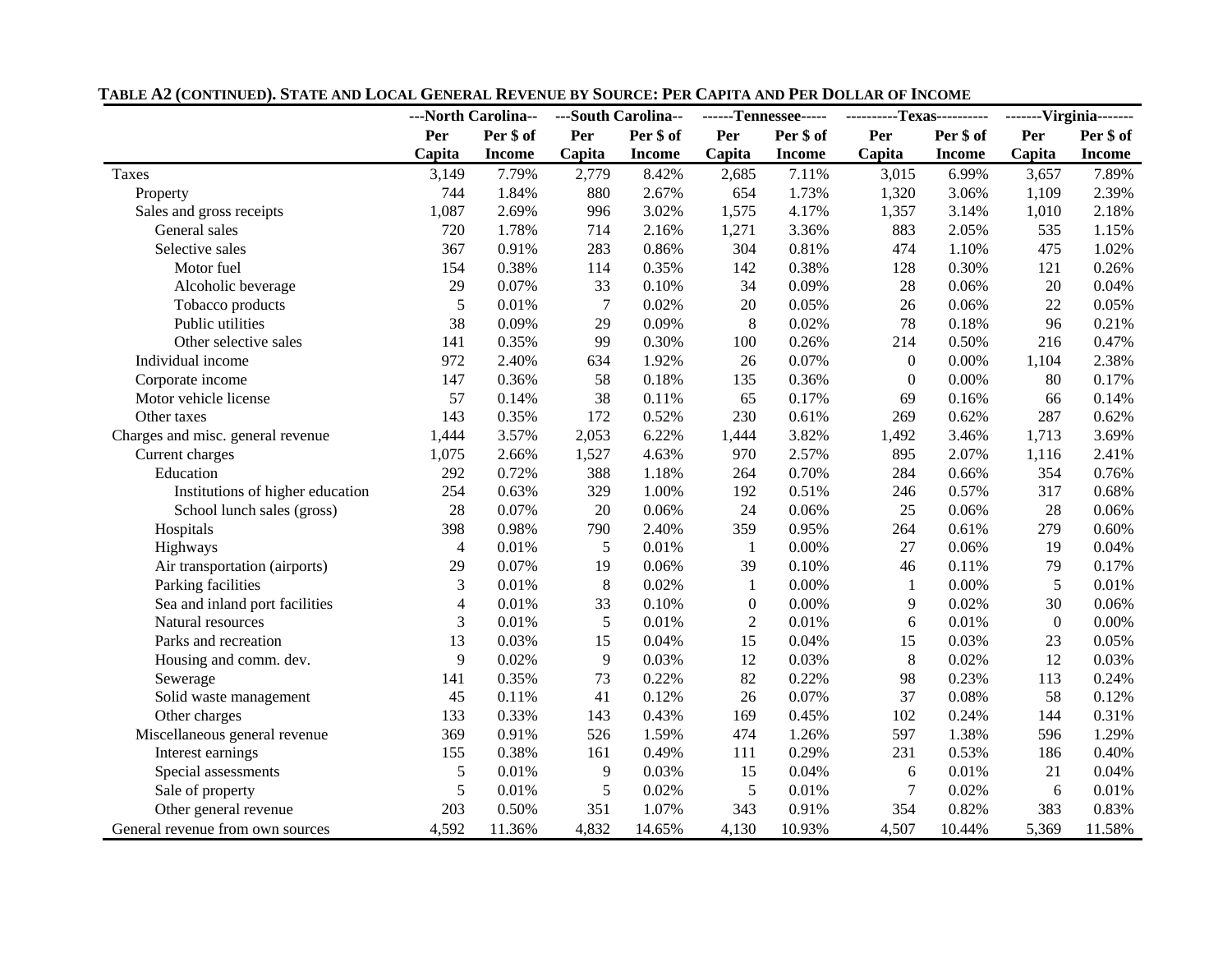**Table A2 (continued). State and Local General Revenue by Source: Per Capita and Per Dollar of Income**

| | ---North Carolina-- | | ---South Carolina-- | | ------Tennessee----- | | ----------Texas---------- | | -------Virginia------- | |
|---|---|---|---|---|---|---|---|---|---|---|
| | Per Capita | Per $ of Income | Per Capita | Per $ of Income | Per Capita | Per $ of Income | Per Capita | Per $ of Income | Per Capita | Per $ of Income |
| Taxes | 3,149 | 7.79% | 2,779 | 8.42% | 2,685 | 7.11% | 3,015 | 6.99% | 3,657 | 7.89% |
| Property | 744 | 1.84% | 880 | 2.67% | 654 | 1.73% | 1,320 | 3.06% | 1,109 | 2.39% |
| Sales and gross receipts | 1,087 | 2.69% | 996 | 3.02% | 1,575 | 4.17% | 1,357 | 3.14% | 1,010 | 2.18% |
| General sales | 720 | 1.78% | 714 | 2.16% | 1,271 | 3.36% | 883 | 2.05% | 535 | 1.15% |
| Selective sales | 367 | 0.91% | 283 | 0.86% | 304 | 0.81% | 474 | 1.10% | 475 | 1.02% |
| Motor fuel | 154 | 0.38% | 114 | 0.35% | 142 | 0.38% | 128 | 0.30% | 121 | 0.26% |
| Alcoholic beverage | 29 | 0.07% | 33 | 0.10% | 34 | 0.09% | 28 | 0.06% | 20 | 0.04% |
| Tobacco products | 5 | 0.01% | 7 | 0.02% | 20 | 0.05% | 26 | 0.06% | 22 | 0.05% |
| Public utilities | 38 | 0.09% | 29 | 0.09% | 8 | 0.02% | 78 | 0.18% | 96 | 0.21% |
| Other selective sales | 141 | 0.35% | 99 | 0.30% | 100 | 0.26% | 214 | 0.50% | 216 | 0.47% |
| Individual income | 972 | 2.40% | 634 | 1.92% | 26 | 0.07% | 0 | 0.00% | 1,104 | 2.38% |
| Corporate income | 147 | 0.36% | 58 | 0.18% | 135 | 0.36% | 0 | 0.00% | 80 | 0.17% |
| Motor vehicle license | 57 | 0.14% | 38 | 0.11% | 65 | 0.17% | 69 | 0.16% | 66 | 0.14% |
| Other taxes | 143 | 0.35% | 172 | 0.52% | 230 | 0.61% | 269 | 0.62% | 287 | 0.62% |
| Charges and misc. general revenue | 1,444 | 3.57% | 2,053 | 6.22% | 1,444 | 3.82% | 1,492 | 3.46% | 1,713 | 3.69% |
| Current charges | 1,075 | 2.66% | 1,527 | 4.63% | 970 | 2.57% | 895 | 2.07% | 1,116 | 2.41% |
| Education | 292 | 0.72% | 388 | 1.18% | 264 | 0.70% | 284 | 0.66% | 354 | 0.76% |
| Institutions of higher education | 254 | 0.63% | 329 | 1.00% | 192 | 0.51% | 246 | 0.57% | 317 | 0.68% |
| School lunch sales (gross) | 28 | 0.07% | 20 | 0.06% | 24 | 0.06% | 25 | 0.06% | 28 | 0.06% |
| Hospitals | 398 | 0.98% | 790 | 2.40% | 359 | 0.95% | 264 | 0.61% | 279 | 0.60% |
| Highways | 4 | 0.01% | 5 | 0.01% | 1 | 0.00% | 27 | 0.06% | 19 | 0.04% |
| Air transportation (airports) | 29 | 0.07% | 19 | 0.06% | 39 | 0.10% | 46 | 0.11% | 79 | 0.17% |
| Parking facilities | 3 | 0.01% | 8 | 0.02% | 1 | 0.00% | 1 | 0.00% | 5 | 0.01% |
| Sea and inland port facilities | 4 | 0.01% | 33 | 0.10% | 0 | 0.00% | 9 | 0.02% | 30 | 0.06% |
| Natural resources | 3 | 0.01% | 5 | 0.01% | 2 | 0.01% | 6 | 0.01% | 0 | 0.00% |
| Parks and recreation | 13 | 0.03% | 15 | 0.04% | 15 | 0.04% | 15 | 0.03% | 23 | 0.05% |
| Housing and comm. dev. | 9 | 0.02% | 9 | 0.03% | 12 | 0.03% | 8 | 0.02% | 12 | 0.03% |
| Sewerage | 141 | 0.35% | 73 | 0.22% | 82 | 0.22% | 98 | 0.23% | 113 | 0.24% |
| Solid waste management | 45 | 0.11% | 41 | 0.12% | 26 | 0.07% | 37 | 0.08% | 58 | 0.12% |
| Other charges | 133 | 0.33% | 143 | 0.43% | 169 | 0.45% | 102 | 0.24% | 144 | 0.31% |
| Miscellaneous general revenue | 369 | 0.91% | 526 | 1.59% | 474 | 1.26% | 597 | 1.38% | 596 | 1.29% |
| Interest earnings | 155 | 0.38% | 161 | 0.49% | 111 | 0.29% | 231 | 0.53% | 186 | 0.40% |
| Special assessments | 5 | 0.01% | 9 | 0.03% | 15 | 0.04% | 6 | 0.01% | 21 | 0.04% |
| Sale of property | 5 | 0.01% | 5 | 0.02% | 5 | 0.01% | 7 | 0.02% | 6 | 0.01% |
| Other general revenue | 203 | 0.50% | 351 | 1.07% | 343 | 0.91% | 354 | 0.82% | 383 | 0.83% |
| General revenue from own sources | 4,592 | 11.36% | 4,832 | 14.65% | 4,130 | 10.93% | 4,507 | 10.44% | 5,369 | 11.58% |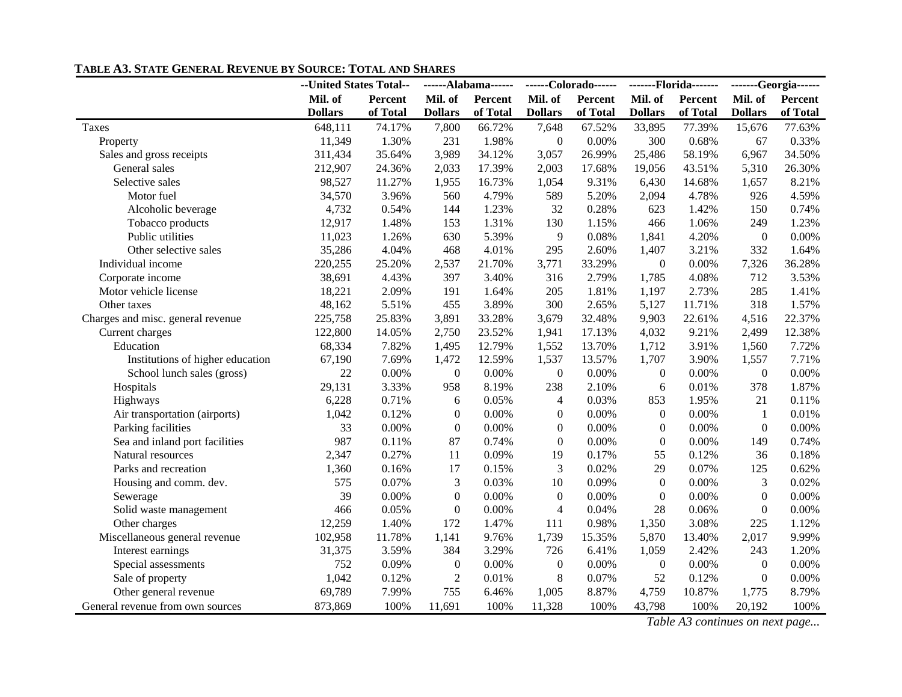**TABLE A3. STATE GENERAL REVENUE BY SOURCE: TOTAL AND SHARES**

| | --United States Total-- | | ------Alabama------ | | ------Colorado------ | | -------Florida------- | | -------Georgia------ | |
|---|---|---|---|---|---|---|---|---|---|---|
| | Mil. of Dollars | Percent of Total | Mil. of Dollars | Percent of Total | Mil. of Dollars | Percent of Total | Mil. of Dollars | Percent of Total | Mil. of Dollars | Percent of Total |
| Taxes | 648,111 | 74.17% | 7,800 | 66.72% | 7,648 | 67.52% | 33,895 | 77.39% | 15,676 | 77.63% |
| Property | 11,349 | 1.30% | 231 | 1.98% | 0 | 0.00% | 300 | 0.68% | 67 | 0.33% |
| Sales and gross receipts | 311,434 | 35.64% | 3,989 | 34.12% | 3,057 | 26.99% | 25,486 | 58.19% | 6,967 | 34.50% |
| General sales | 212,907 | 24.36% | 2,033 | 17.39% | 2,003 | 17.68% | 19,056 | 43.51% | 5,310 | 26.30% |
| Selective sales | 98,527 | 11.27% | 1,955 | 16.73% | 1,054 | 9.31% | 6,430 | 14.68% | 1,657 | 8.21% |
| Motor fuel | 34,570 | 3.96% | 560 | 4.79% | 589 | 5.20% | 2,094 | 4.78% | 926 | 4.59% |
| Alcoholic beverage | 4,732 | 0.54% | 144 | 1.23% | 32 | 0.28% | 623 | 1.42% | 150 | 0.74% |
| Tobacco products | 12,917 | 1.48% | 153 | 1.31% | 130 | 1.15% | 466 | 1.06% | 249 | 1.23% |
| Public utilities | 11,023 | 1.26% | 630 | 5.39% | 9 | 0.08% | 1,841 | 4.20% | 0 | 0.00% |
| Other selective sales | 35,286 | 4.04% | 468 | 4.01% | 295 | 2.60% | 1,407 | 3.21% | 332 | 1.64% |
| Individual income | 220,255 | 25.20% | 2,537 | 21.70% | 3,771 | 33.29% | 0 | 0.00% | 7,326 | 36.28% |
| Corporate income | 38,691 | 4.43% | 397 | 3.40% | 316 | 2.79% | 1,785 | 4.08% | 712 | 3.53% |
| Motor vehicle license | 18,221 | 2.09% | 191 | 1.64% | 205 | 1.81% | 1,197 | 2.73% | 285 | 1.41% |
| Other taxes | 48,162 | 5.51% | 455 | 3.89% | 300 | 2.65% | 5,127 | 11.71% | 318 | 1.57% |
| Charges and misc. general revenue | 225,758 | 25.83% | 3,891 | 33.28% | 3,679 | 32.48% | 9,903 | 22.61% | 4,516 | 22.37% |
| Current charges | 122,800 | 14.05% | 2,750 | 23.52% | 1,941 | 17.13% | 4,032 | 9.21% | 2,499 | 12.38% |
| Education | 68,334 | 7.82% | 1,495 | 12.79% | 1,552 | 13.70% | 1,712 | 3.91% | 1,560 | 7.72% |
| Institutions of higher education | 67,190 | 7.69% | 1,472 | 12.59% | 1,537 | 13.57% | 1,707 | 3.90% | 1,557 | 7.71% |
| School lunch sales (gross) | 22 | 0.00% | 0 | 0.00% | 0 | 0.00% | 0 | 0.00% | 0 | 0.00% |
| Hospitals | 29,131 | 3.33% | 958 | 8.19% | 238 | 2.10% | 6 | 0.01% | 378 | 1.87% |
| Highways | 6,228 | 0.71% | 6 | 0.05% | 4 | 0.03% | 853 | 1.95% | 21 | 0.11% |
| Air transportation (airports) | 1,042 | 0.12% | 0 | 0.00% | 0 | 0.00% | 0 | 0.00% | 1 | 0.01% |
| Parking facilities | 33 | 0.00% | 0 | 0.00% | 0 | 0.00% | 0 | 0.00% | 0 | 0.00% |
| Sea and inland port facilities | 987 | 0.11% | 87 | 0.74% | 0 | 0.00% | 0 | 0.00% | 149 | 0.74% |
| Natural resources | 2,347 | 0.27% | 11 | 0.09% | 19 | 0.17% | 55 | 0.12% | 36 | 0.18% |
| Parks and recreation | 1,360 | 0.16% | 17 | 0.15% | 3 | 0.02% | 29 | 0.07% | 125 | 0.62% |
| Housing and comm. dev. | 575 | 0.07% | 3 | 0.03% | 10 | 0.09% | 0 | 0.00% | 3 | 0.02% |
| Sewerage | 39 | 0.00% | 0 | 0.00% | 0 | 0.00% | 0 | 0.00% | 0 | 0.00% |
| Solid waste management | 466 | 0.05% | 0 | 0.00% | 4 | 0.04% | 28 | 0.06% | 0 | 0.00% |
| Other charges | 12,259 | 1.40% | 172 | 1.47% | 111 | 0.98% | 1,350 | 3.08% | 225 | 1.12% |
| Miscellaneous general revenue | 102,958 | 11.78% | 1,141 | 9.76% | 1,739 | 15.35% | 5,870 | 13.40% | 2,017 | 9.99% |
| Interest earnings | 31,375 | 3.59% | 384 | 3.29% | 726 | 6.41% | 1,059 | 2.42% | 243 | 1.20% |
| Special assessments | 752 | 0.09% | 0 | 0.00% | 0 | 0.00% | 0 | 0.00% | 0 | 0.00% |
| Sale of property | 1,042 | 0.12% | 2 | 0.01% | 8 | 0.07% | 52 | 0.12% | 0 | 0.00% |
| Other general revenue | 69,789 | 7.99% | 755 | 6.46% | 1,005 | 8.87% | 4,759 | 10.87% | 1,775 | 8.79% |
| General revenue from own sources | 873,869 | 100% | 11,691 | 100% | 11,328 | 100% | 43,798 | 100% | 20,192 | 100% |

*Table A3 continues on next page...*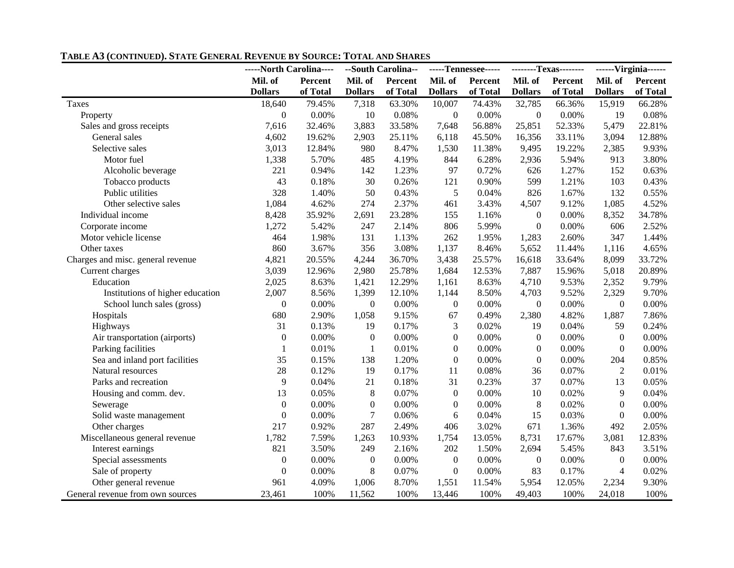**TABLE A3 (CONTINUED). STATE GENERAL REVENUE BY SOURCE: TOTAL AND SHARES**

| | -----North Carolina---- | | --South Carolina-- | | -----Tennessee----- | | --------Texas-------- | | ------Virginia------ | |
|---|---|---|---|---|---|---|---|---|---|---|
| | Mil. of Dollars | Percent of Total | Mil. of Dollars | Percent of Total | Mil. of Dollars | Percent of Total | Mil. of Dollars | Percent of Total | Mil. of Dollars | Percent of Total |
| Taxes | 18,640 | 79.45% | 7,318 | 63.30% | 10,007 | 74.43% | 32,785 | 66.36% | 15,919 | 66.28% |
| Property | 0 | 0.00% | 10 | 0.08% | 0 | 0.00% | 0 | 0.00% | 19 | 0.08% |
| Sales and gross receipts | 7,616 | 32.46% | 3,883 | 33.58% | 7,648 | 56.88% | 25,851 | 52.33% | 5,479 | 22.81% |
| General sales | 4,602 | 19.62% | 2,903 | 25.11% | 6,118 | 45.50% | 16,356 | 33.11% | 3,094 | 12.88% |
| Selective sales | 3,013 | 12.84% | 980 | 8.47% | 1,530 | 11.38% | 9,495 | 19.22% | 2,385 | 9.93% |
| Motor fuel | 1,338 | 5.70% | 485 | 4.19% | 844 | 6.28% | 2,936 | 5.94% | 913 | 3.80% |
| Alcoholic beverage | 221 | 0.94% | 142 | 1.23% | 97 | 0.72% | 626 | 1.27% | 152 | 0.63% |
| Tobacco products | 43 | 0.18% | 30 | 0.26% | 121 | 0.90% | 599 | 1.21% | 103 | 0.43% |
| Public utilities | 328 | 1.40% | 50 | 0.43% | 5 | 0.04% | 826 | 1.67% | 132 | 0.55% |
| Other selective sales | 1,084 | 4.62% | 274 | 2.37% | 461 | 3.43% | 4,507 | 9.12% | 1,085 | 4.52% |
| Individual income | 8,428 | 35.92% | 2,691 | 23.28% | 155 | 1.16% | 0 | 0.00% | 8,352 | 34.78% |
| Corporate income | 1,272 | 5.42% | 247 | 2.14% | 806 | 5.99% | 0 | 0.00% | 606 | 2.52% |
| Motor vehicle license | 464 | 1.98% | 131 | 1.13% | 262 | 1.95% | 1,283 | 2.60% | 347 | 1.44% |
| Other taxes | 860 | 3.67% | 356 | 3.08% | 1,137 | 8.46% | 5,652 | 11.44% | 1,116 | 4.65% |
| Charges and misc. general revenue | 4,821 | 20.55% | 4,244 | 36.70% | 3,438 | 25.57% | 16,618 | 33.64% | 8,099 | 33.72% |
| Current charges | 3,039 | 12.96% | 2,980 | 25.78% | 1,684 | 12.53% | 7,887 | 15.96% | 5,018 | 20.89% |
| Education | 2,025 | 8.63% | 1,421 | 12.29% | 1,161 | 8.63% | 4,710 | 9.53% | 2,352 | 9.79% |
| Institutions of higher education | 2,007 | 8.56% | 1,399 | 12.10% | 1,144 | 8.50% | 4,703 | 9.52% | 2,329 | 9.70% |
| School lunch sales (gross) | 0 | 0.00% | 0 | 0.00% | 0 | 0.00% | 0 | 0.00% | 0 | 0.00% |
| Hospitals | 680 | 2.90% | 1,058 | 9.15% | 67 | 0.49% | 2,380 | 4.82% | 1,887 | 7.86% |
| Highways | 31 | 0.13% | 19 | 0.17% | 3 | 0.02% | 19 | 0.04% | 59 | 0.24% |
| Air transportation (airports) | 0 | 0.00% | 0 | 0.00% | 0 | 0.00% | 0 | 0.00% | 0 | 0.00% |
| Parking facilities | 1 | 0.01% | 1 | 0.01% | 0 | 0.00% | 0 | 0.00% | 0 | 0.00% |
| Sea and inland port facilities | 35 | 0.15% | 138 | 1.20% | 0 | 0.00% | 0 | 0.00% | 204 | 0.85% |
| Natural resources | 28 | 0.12% | 19 | 0.17% | 11 | 0.08% | 36 | 0.07% | 2 | 0.01% |
| Parks and recreation | 9 | 0.04% | 21 | 0.18% | 31 | 0.23% | 37 | 0.07% | 13 | 0.05% |
| Housing and comm. dev. | 13 | 0.05% | 8 | 0.07% | 0 | 0.00% | 10 | 0.02% | 9 | 0.04% |
| Sewerage | 0 | 0.00% | 0 | 0.00% | 0 | 0.00% | 8 | 0.02% | 0 | 0.00% |
| Solid waste management | 0 | 0.00% | 7 | 0.06% | 6 | 0.04% | 15 | 0.03% | 0 | 0.00% |
| Other charges | 217 | 0.92% | 287 | 2.49% | 406 | 3.02% | 671 | 1.36% | 492 | 2.05% |
| Miscellaneous general revenue | 1,782 | 7.59% | 1,263 | 10.93% | 1,754 | 13.05% | 8,731 | 17.67% | 3,081 | 12.83% |
| Interest earnings | 821 | 3.50% | 249 | 2.16% | 202 | 1.50% | 2,694 | 5.45% | 843 | 3.51% |
| Special assessments | 0 | 0.00% | 0 | 0.00% | 0 | 0.00% | 0 | 0.00% | 0 | 0.00% |
| Sale of property | 0 | 0.00% | 8 | 0.07% | 0 | 0.00% | 83 | 0.17% | 4 | 0.02% |
| Other general revenue | 961 | 4.09% | 1,006 | 8.70% | 1,551 | 11.54% | 5,954 | 12.05% | 2,234 | 9.30% |
| General revenue from own sources | 23,461 | 100% | 11,562 | 100% | 13,446 | 100% | 49,403 | 100% | 24,018 | 100% |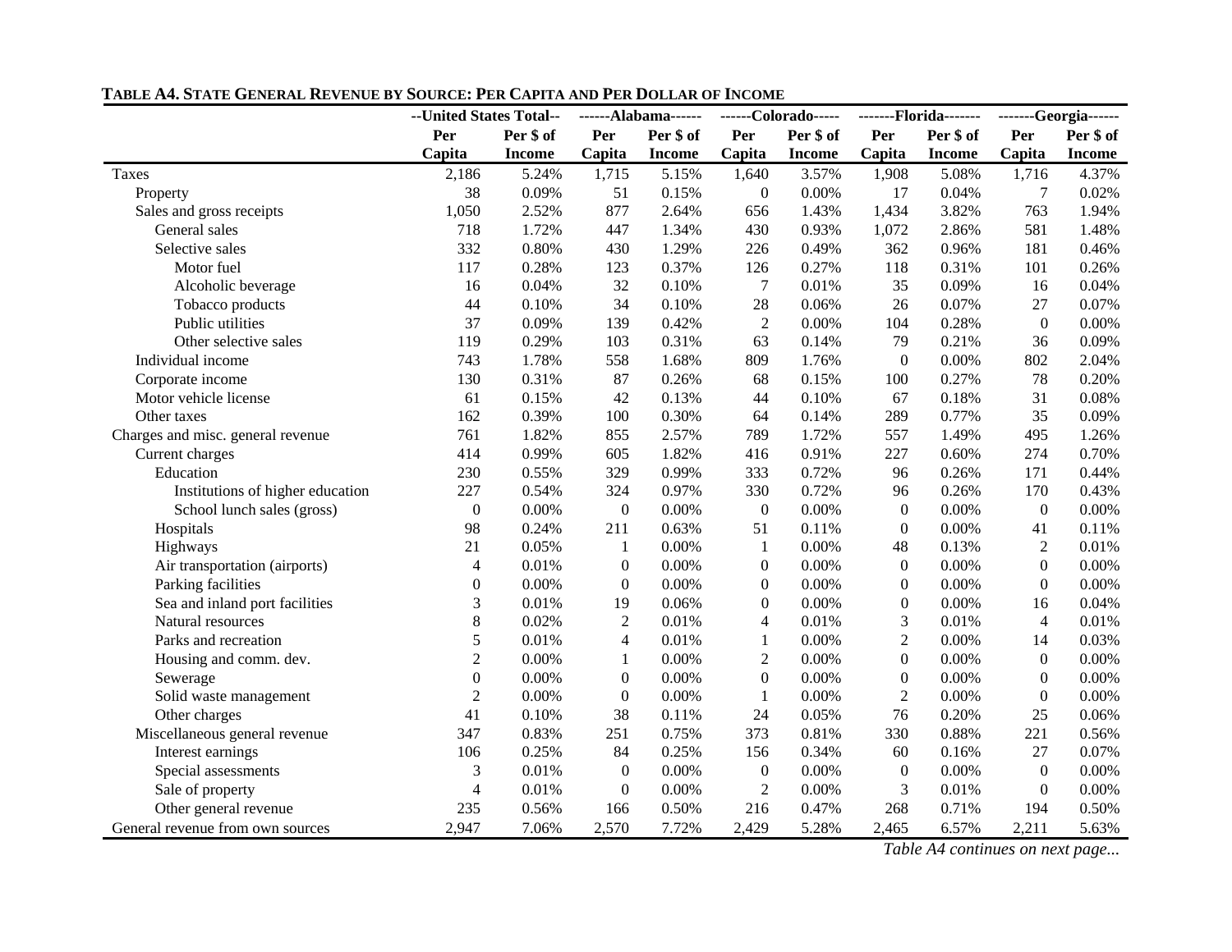**TABLE A4. STATE GENERAL REVENUE BY SOURCE: PER CAPITA AND PER DOLLAR OF INCOME**

| | --United States Total-- | | ------Alabama------ | | ------Colorado----- | | -------Florida------- | | -------Georgia------ | |
|---|---|---|---|---|---|---|---|---|---|---|
| | Per Capita | Per $ of Income | Per Capita | Per $ of Income | Per Capita | Per $ of Income | Per Capita | Per $ of Income | Per Capita | Per $ of Income |
| Taxes | 2,186 | 5.24% | 1,715 | 5.15% | 1,640 | 3.57% | 1,908 | 5.08% | 1,716 | 4.37% |
| Property | 38 | 0.09% | 51 | 0.15% | 0 | 0.00% | 17 | 0.04% | 7 | 0.02% |
| Sales and gross receipts | 1,050 | 2.52% | 877 | 2.64% | 656 | 1.43% | 1,434 | 3.82% | 763 | 1.94% |
| General sales | 718 | 1.72% | 447 | 1.34% | 430 | 0.93% | 1,072 | 2.86% | 581 | 1.48% |
| Selective sales | 332 | 0.80% | 430 | 1.29% | 226 | 0.49% | 362 | 0.96% | 181 | 0.46% |
| Motor fuel | 117 | 0.28% | 123 | 0.37% | 126 | 0.27% | 118 | 0.31% | 101 | 0.26% |
| Alcoholic beverage | 16 | 0.04% | 32 | 0.10% | 7 | 0.01% | 35 | 0.09% | 16 | 0.04% |
| Tobacco products | 44 | 0.10% | 34 | 0.10% | 28 | 0.06% | 26 | 0.07% | 27 | 0.07% |
| Public utilities | 37 | 0.09% | 139 | 0.42% | 2 | 0.00% | 104 | 0.28% | 0 | 0.00% |
| Other selective sales | 119 | 0.29% | 103 | 0.31% | 63 | 0.14% | 79 | 0.21% | 36 | 0.09% |
| Individual income | 743 | 1.78% | 558 | 1.68% | 809 | 1.76% | 0 | 0.00% | 802 | 2.04% |
| Corporate income | 130 | 0.31% | 87 | 0.26% | 68 | 0.15% | 100 | 0.27% | 78 | 0.20% |
| Motor vehicle license | 61 | 0.15% | 42 | 0.13% | 44 | 0.10% | 67 | 0.18% | 31 | 0.08% |
| Other taxes | 162 | 0.39% | 100 | 0.30% | 64 | 0.14% | 289 | 0.77% | 35 | 0.09% |
| Charges and misc. general revenue | 761 | 1.82% | 855 | 2.57% | 789 | 1.72% | 557 | 1.49% | 495 | 1.26% |
| Current charges | 414 | 0.99% | 605 | 1.82% | 416 | 0.91% | 227 | 0.60% | 274 | 0.70% |
| Education | 230 | 0.55% | 329 | 0.99% | 333 | 0.72% | 96 | 0.26% | 171 | 0.44% |
| Institutions of higher education | 227 | 0.54% | 324 | 0.97% | 330 | 0.72% | 96 | 0.26% | 170 | 0.43% |
| School lunch sales (gross) | 0 | 0.00% | 0 | 0.00% | 0 | 0.00% | 0 | 0.00% | 0 | 0.00% |
| Hospitals | 98 | 0.24% | 211 | 0.63% | 51 | 0.11% | 0 | 0.00% | 41 | 0.11% |
| Highways | 21 | 0.05% | 1 | 0.00% | 1 | 0.00% | 48 | 0.13% | 2 | 0.01% |
| Air transportation (airports) | 4 | 0.01% | 0 | 0.00% | 0 | 0.00% | 0 | 0.00% | 0 | 0.00% |
| Parking facilities | 0 | 0.00% | 0 | 0.00% | 0 | 0.00% | 0 | 0.00% | 0 | 0.00% |
| Sea and inland port facilities | 3 | 0.01% | 19 | 0.06% | 0 | 0.00% | 0 | 0.00% | 16 | 0.04% |
| Natural resources | 8 | 0.02% | 2 | 0.01% | 4 | 0.01% | 3 | 0.01% | 4 | 0.01% |
| Parks and recreation | 5 | 0.01% | 4 | 0.01% | 1 | 0.00% | 2 | 0.00% | 14 | 0.03% |
| Housing and comm. dev. | 2 | 0.00% | 1 | 0.00% | 2 | 0.00% | 0 | 0.00% | 0 | 0.00% |
| Sewerage | 0 | 0.00% | 0 | 0.00% | 0 | 0.00% | 0 | 0.00% | 0 | 0.00% |
| Solid waste management | 2 | 0.00% | 0 | 0.00% | 1 | 0.00% | 2 | 0.00% | 0 | 0.00% |
| Other charges | 41 | 0.10% | 38 | 0.11% | 24 | 0.05% | 76 | 0.20% | 25 | 0.06% |
| Miscellaneous general revenue | 347 | 0.83% | 251 | 0.75% | 373 | 0.81% | 330 | 0.88% | 221 | 0.56% |
| Interest earnings | 106 | 0.25% | 84 | 0.25% | 156 | 0.34% | 60 | 0.16% | 27 | 0.07% |
| Special assessments | 3 | 0.01% | 0 | 0.00% | 0 | 0.00% | 0 | 0.00% | 0 | 0.00% |
| Sale of property | 4 | 0.01% | 0 | 0.00% | 2 | 0.00% | 3 | 0.01% | 0 | 0.00% |
| Other general revenue | 235 | 0.56% | 166 | 0.50% | 216 | 0.47% | 268 | 0.71% | 194 | 0.50% |
| General revenue from own sources | 2,947 | 7.06% | 2,570 | 7.72% | 2,429 | 5.28% | 2,465 | 6.57% | 2,211 | 5.63% |

*Table A4 continues on next page...*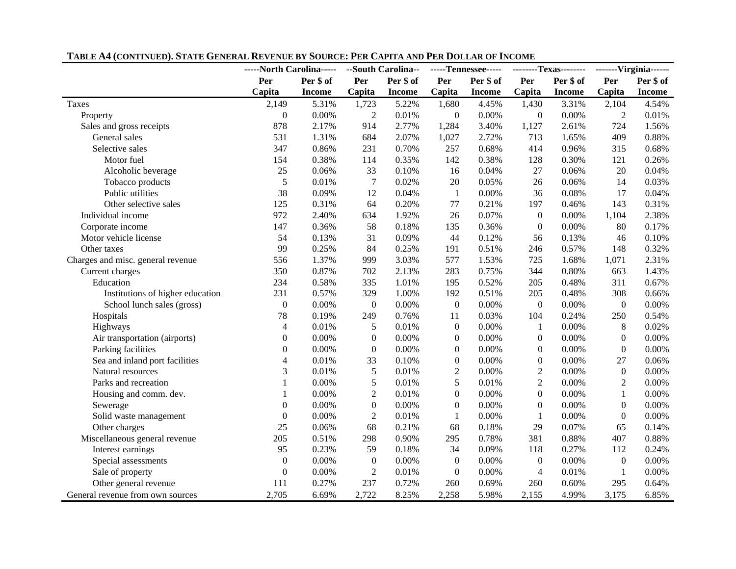**TABLE A4 (CONTINUED). STATE GENERAL REVENUE BY SOURCE: PER CAPITA AND PER DOLLAR OF INCOME**

| | -----North Carolina----- | | --South Carolina-- | | -----Tennessee----- | | --------Texas-------- | | -------Virginia------ | |
|---|---|---|---|---|---|---|---|---|---|---|
| | **Per Capita** | **Per $ of Income** | **Per Capita** | **Per $ of Income** | **Per Capita** | **Per $ of Income** | **Per Capita** | **Per $ of Income** | **Per Capita** | **Per $ of Income** |
| Taxes | 2,149 | 5.31% | 1,723 | 5.22% | 1,680 | 4.45% | 1,430 | 3.31% | 2,104 | 4.54% |
| Property | 0 | 0.00% | 2 | 0.01% | 0 | 0.00% | 0 | 0.00% | 2 | 0.01% |
| Sales and gross receipts | 878 | 2.17% | 914 | 2.77% | 1,284 | 3.40% | 1,127 | 2.61% | 724 | 1.56% |
| General sales | 531 | 1.31% | 684 | 2.07% | 1,027 | 2.72% | 713 | 1.65% | 409 | 0.88% |
| Selective sales | 347 | 0.86% | 231 | 0.70% | 257 | 0.68% | 414 | 0.96% | 315 | 0.68% |
| Motor fuel | 154 | 0.38% | 114 | 0.35% | 142 | 0.38% | 128 | 0.30% | 121 | 0.26% |
| Alcoholic beverage | 25 | 0.06% | 33 | 0.10% | 16 | 0.04% | 27 | 0.06% | 20 | 0.04% |
| Tobacco products | 5 | 0.01% | 7 | 0.02% | 20 | 0.05% | 26 | 0.06% | 14 | 0.03% |
| Public utilities | 38 | 0.09% | 12 | 0.04% | 1 | 0.00% | 36 | 0.08% | 17 | 0.04% |
| Other selective sales | 125 | 0.31% | 64 | 0.20% | 77 | 0.21% | 197 | 0.46% | 143 | 0.31% |
| Individual income | 972 | 2.40% | 634 | 1.92% | 26 | 0.07% | 0 | 0.00% | 1,104 | 2.38% |
| Corporate income | 147 | 0.36% | 58 | 0.18% | 135 | 0.36% | 0 | 0.00% | 80 | 0.17% |
| Motor vehicle license | 54 | 0.13% | 31 | 0.09% | 44 | 0.12% | 56 | 0.13% | 46 | 0.10% |
| Other taxes | 99 | 0.25% | 84 | 0.25% | 191 | 0.51% | 246 | 0.57% | 148 | 0.32% |
| Charges and misc. general revenue | 556 | 1.37% | 999 | 3.03% | 577 | 1.53% | 725 | 1.68% | 1,071 | 2.31% |
| Current charges | 350 | 0.87% | 702 | 2.13% | 283 | 0.75% | 344 | 0.80% | 663 | 1.43% |
| Education | 234 | 0.58% | 335 | 1.01% | 195 | 0.52% | 205 | 0.48% | 311 | 0.67% |
| Institutions of higher education | 231 | 0.57% | 329 | 1.00% | 192 | 0.51% | 205 | 0.48% | 308 | 0.66% |
| School lunch sales (gross) | 0 | 0.00% | 0 | 0.00% | 0 | 0.00% | 0 | 0.00% | 0 | 0.00% |
| Hospitals | 78 | 0.19% | 249 | 0.76% | 11 | 0.03% | 104 | 0.24% | 250 | 0.54% |
| Highways | 4 | 0.01% | 5 | 0.01% | 0 | 0.00% | 1 | 0.00% | 8 | 0.02% |
| Air transportation (airports) | 0 | 0.00% | 0 | 0.00% | 0 | 0.00% | 0 | 0.00% | 0 | 0.00% |
| Parking facilities | 0 | 0.00% | 0 | 0.00% | 0 | 0.00% | 0 | 0.00% | 0 | 0.00% |
| Sea and inland port facilities | 4 | 0.01% | 33 | 0.10% | 0 | 0.00% | 0 | 0.00% | 27 | 0.06% |
| Natural resources | 3 | 0.01% | 5 | 0.01% | 2 | 0.00% | 2 | 0.00% | 0 | 0.00% |
| Parks and recreation | 1 | 0.00% | 5 | 0.01% | 5 | 0.01% | 2 | 0.00% | 2 | 0.00% |
| Housing and comm. dev. | 1 | 0.00% | 2 | 0.01% | 0 | 0.00% | 0 | 0.00% | 1 | 0.00% |
| Sewerage | 0 | 0.00% | 0 | 0.00% | 0 | 0.00% | 0 | 0.00% | 0 | 0.00% |
| Solid waste management | 0 | 0.00% | 2 | 0.01% | 1 | 0.00% | 1 | 0.00% | 0 | 0.00% |
| Other charges | 25 | 0.06% | 68 | 0.21% | 68 | 0.18% | 29 | 0.07% | 65 | 0.14% |
| Miscellaneous general revenue | 205 | 0.51% | 298 | 0.90% | 295 | 0.78% | 381 | 0.88% | 407 | 0.88% |
| Interest earnings | 95 | 0.23% | 59 | 0.18% | 34 | 0.09% | 118 | 0.27% | 112 | 0.24% |
| Special assessments | 0 | 0.00% | 0 | 0.00% | 0 | 0.00% | 0 | 0.00% | 0 | 0.00% |
| Sale of property | 0 | 0.00% | 2 | 0.01% | 0 | 0.00% | 4 | 0.01% | 1 | 0.00% |
| Other general revenue | 111 | 0.27% | 237 | 0.72% | 260 | 0.69% | 260 | 0.60% | 295 | 0.64% |
| General revenue from own sources | 2,705 | 6.69% | 2,722 | 8.25% | 2,258 | 5.98% | 2,155 | 4.99% | 3,175 | 6.85% |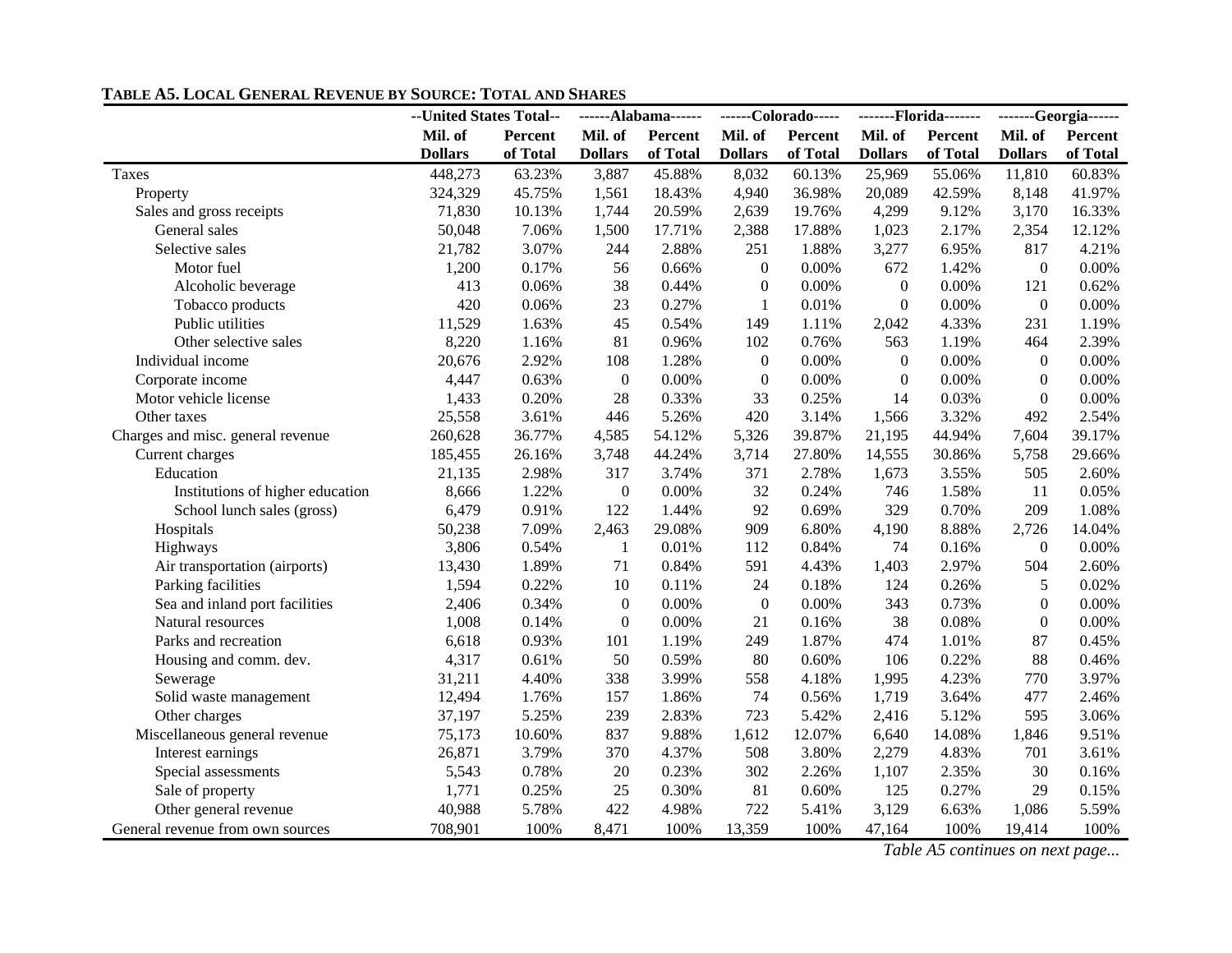**TABLE A5. LOCAL GENERAL REVENUE BY SOURCE: TOTAL AND SHARES**

| | --United States Total-- | | ------Alabama------ | | ------Colorado----- | | -------Florida------- | | -------Georgia------ | |
|---|---|---|---|---|---|---|---|---|---|---|
| | Mil. of Dollars | Percent of Total | Mil. of Dollars | Percent of Total | Mil. of Dollars | Percent of Total | Mil. of Dollars | Percent of Total | Mil. of Dollars | Percent of Total |
| Taxes | 448,273 | 63.23% | 3,887 | 45.88% | 8,032 | 60.13% | 25,969 | 55.06% | 11,810 | 60.83% |
| Property | 324,329 | 45.75% | 1,561 | 18.43% | 4,940 | 36.98% | 20,089 | 42.59% | 8,148 | 41.97% |
| Sales and gross receipts | 71,830 | 10.13% | 1,744 | 20.59% | 2,639 | 19.76% | 4,299 | 9.12% | 3,170 | 16.33% |
| General sales | 50,048 | 7.06% | 1,500 | 17.71% | 2,388 | 17.88% | 1,023 | 2.17% | 2,354 | 12.12% |
| Selective sales | 21,782 | 3.07% | 244 | 2.88% | 251 | 1.88% | 3,277 | 6.95% | 817 | 4.21% |
| Motor fuel | 1,200 | 0.17% | 56 | 0.66% | 0 | 0.00% | 672 | 1.42% | 0 | 0.00% |
| Alcoholic beverage | 413 | 0.06% | 38 | 0.44% | 0 | 0.00% | 0 | 0.00% | 121 | 0.62% |
| Tobacco products | 420 | 0.06% | 23 | 0.27% | 1 | 0.01% | 0 | 0.00% | 0 | 0.00% |
| Public utilities | 11,529 | 1.63% | 45 | 0.54% | 149 | 1.11% | 2,042 | 4.33% | 231 | 1.19% |
| Other selective sales | 8,220 | 1.16% | 81 | 0.96% | 102 | 0.76% | 563 | 1.19% | 464 | 2.39% |
| Individual income | 20,676 | 2.92% | 108 | 1.28% | 0 | 0.00% | 0 | 0.00% | 0 | 0.00% |
| Corporate income | 4,447 | 0.63% | 0 | 0.00% | 0 | 0.00% | 0 | 0.00% | 0 | 0.00% |
| Motor vehicle license | 1,433 | 0.20% | 28 | 0.33% | 33 | 0.25% | 14 | 0.03% | 0 | 0.00% |
| Other taxes | 25,558 | 3.61% | 446 | 5.26% | 420 | 3.14% | 1,566 | 3.32% | 492 | 2.54% |
| Charges and misc. general revenue | 260,628 | 36.77% | 4,585 | 54.12% | 5,326 | 39.87% | 21,195 | 44.94% | 7,604 | 39.17% |
| Current charges | 185,455 | 26.16% | 3,748 | 44.24% | 3,714 | 27.80% | 14,555 | 30.86% | 5,758 | 29.66% |
| Education | 21,135 | 2.98% | 317 | 3.74% | 371 | 2.78% | 1,673 | 3.55% | 505 | 2.60% |
| Institutions of higher education | 8,666 | 1.22% | 0 | 0.00% | 32 | 0.24% | 746 | 1.58% | 11 | 0.05% |
| School lunch sales (gross) | 6,479 | 0.91% | 122 | 1.44% | 92 | 0.69% | 329 | 0.70% | 209 | 1.08% |
| Hospitals | 50,238 | 7.09% | 2,463 | 29.08% | 909 | 6.80% | 4,190 | 8.88% | 2,726 | 14.04% |
| Highways | 3,806 | 0.54% | 1 | 0.01% | 112 | 0.84% | 74 | 0.16% | 0 | 0.00% |
| Air transportation (airports) | 13,430 | 1.89% | 71 | 0.84% | 591 | 4.43% | 1,403 | 2.97% | 504 | 2.60% |
| Parking facilities | 1,594 | 0.22% | 10 | 0.11% | 24 | 0.18% | 124 | 0.26% | 5 | 0.02% |
| Sea and inland port facilities | 2,406 | 0.34% | 0 | 0.00% | 0 | 0.00% | 343 | 0.73% | 0 | 0.00% |
| Natural resources | 1,008 | 0.14% | 0 | 0.00% | 21 | 0.16% | 38 | 0.08% | 0 | 0.00% |
| Parks and recreation | 6,618 | 0.93% | 101 | 1.19% | 249 | 1.87% | 474 | 1.01% | 87 | 0.45% |
| Housing and comm. dev. | 4,317 | 0.61% | 50 | 0.59% | 80 | 0.60% | 106 | 0.22% | 88 | 0.46% |
| Sewerage | 31,211 | 4.40% | 338 | 3.99% | 558 | 4.18% | 1,995 | 4.23% | 770 | 3.97% |
| Solid waste management | 12,494 | 1.76% | 157 | 1.86% | 74 | 0.56% | 1,719 | 3.64% | 477 | 2.46% |
| Other charges | 37,197 | 5.25% | 239 | 2.83% | 723 | 5.42% | 2,416 | 5.12% | 595 | 3.06% |
| Miscellaneous general revenue | 75,173 | 10.60% | 837 | 9.88% | 1,612 | 12.07% | 6,640 | 14.08% | 1,846 | 9.51% |
| Interest earnings | 26,871 | 3.79% | 370 | 4.37% | 508 | 3.80% | 2,279 | 4.83% | 701 | 3.61% |
| Special assessments | 5,543 | 0.78% | 20 | 0.23% | 302 | 2.26% | 1,107 | 2.35% | 30 | 0.16% |
| Sale of property | 1,771 | 0.25% | 25 | 0.30% | 81 | 0.60% | 125 | 0.27% | 29 | 0.15% |
| Other general revenue | 40,988 | 5.78% | 422 | 4.98% | 722 | 5.41% | 3,129 | 6.63% | 1,086 | 5.59% |
| General revenue from own sources | 708,901 | 100% | 8,471 | 100% | 13,359 | 100% | 47,164 | 100% | 19,414 | 100% |

*Table A5 continues on next page...*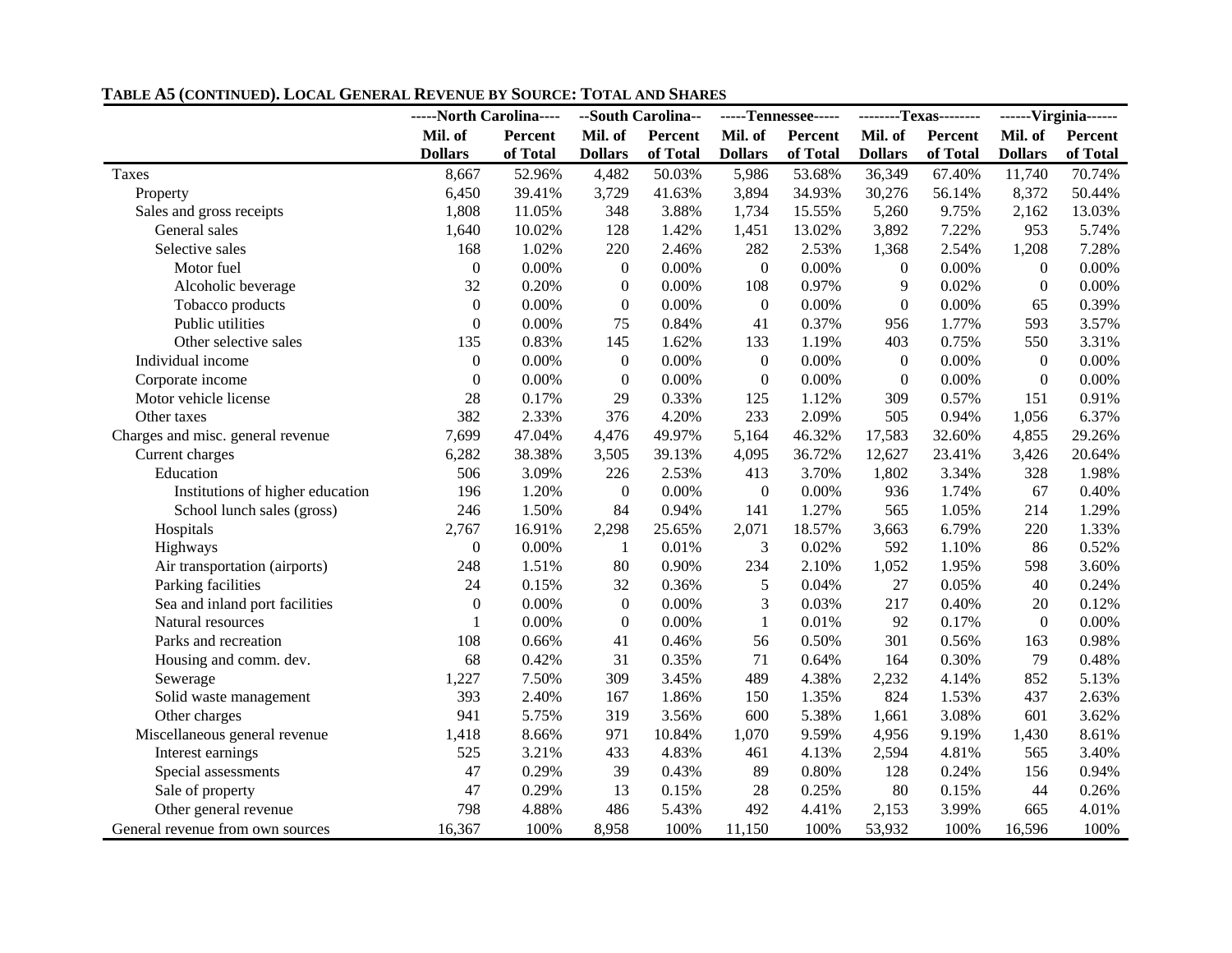**TABLE A5 (CONTINUED). LOCAL GENERAL REVENUE BY SOURCE: TOTAL AND SHARES**

| | -----North Carolina---- | | --South Carolina-- | | -----Tennessee----- | | --------Texas-------- | | ------Virginia------ | |
|---|---|---|---|---|---|---|---|---|---|---|
| | Mil. of Dollars | Percent of Total | Mil. of Dollars | Percent of Total | Mil. of Dollars | Percent of Total | Mil. of Dollars | Percent of Total | Mil. of Dollars | Percent of Total |
| Taxes | 8,667 | 52.96% | 4,482 | 50.03% | 5,986 | 53.68% | 36,349 | 67.40% | 11,740 | 70.74% |
| Property | 6,450 | 39.41% | 3,729 | 41.63% | 3,894 | 34.93% | 30,276 | 56.14% | 8,372 | 50.44% |
| Sales and gross receipts | 1,808 | 11.05% | 348 | 3.88% | 1,734 | 15.55% | 5,260 | 9.75% | 2,162 | 13.03% |
| General sales | 1,640 | 10.02% | 128 | 1.42% | 1,451 | 13.02% | 3,892 | 7.22% | 953 | 5.74% |
| Selective sales | 168 | 1.02% | 220 | 2.46% | 282 | 2.53% | 1,368 | 2.54% | 1,208 | 7.28% |
| Motor fuel | 0 | 0.00% | 0 | 0.00% | 0 | 0.00% | 0 | 0.00% | 0 | 0.00% |
| Alcoholic beverage | 32 | 0.20% | 0 | 0.00% | 108 | 0.97% | 9 | 0.02% | 0 | 0.00% |
| Tobacco products | 0 | 0.00% | 0 | 0.00% | 0 | 0.00% | 0 | 0.00% | 65 | 0.39% |
| Public utilities | 0 | 0.00% | 75 | 0.84% | 41 | 0.37% | 956 | 1.77% | 593 | 3.57% |
| Other selective sales | 135 | 0.83% | 145 | 1.62% | 133 | 1.19% | 403 | 0.75% | 550 | 3.31% |
| Individual income | 0 | 0.00% | 0 | 0.00% | 0 | 0.00% | 0 | 0.00% | 0 | 0.00% |
| Corporate income | 0 | 0.00% | 0 | 0.00% | 0 | 0.00% | 0 | 0.00% | 0 | 0.00% |
| Motor vehicle license | 28 | 0.17% | 29 | 0.33% | 125 | 1.12% | 309 | 0.57% | 151 | 0.91% |
| Other taxes | 382 | 2.33% | 376 | 4.20% | 233 | 2.09% | 505 | 0.94% | 1,056 | 6.37% |
| Charges and misc. general revenue | 7,699 | 47.04% | 4,476 | 49.97% | 5,164 | 46.32% | 17,583 | 32.60% | 4,855 | 29.26% |
| Current charges | 6,282 | 38.38% | 3,505 | 39.13% | 4,095 | 36.72% | 12,627 | 23.41% | 3,426 | 20.64% |
| Education | 506 | 3.09% | 226 | 2.53% | 413 | 3.70% | 1,802 | 3.34% | 328 | 1.98% |
| Institutions of higher education | 196 | 1.20% | 0 | 0.00% | 0 | 0.00% | 936 | 1.74% | 67 | 0.40% |
| School lunch sales (gross) | 246 | 1.50% | 84 | 0.94% | 141 | 1.27% | 565 | 1.05% | 214 | 1.29% |
| Hospitals | 2,767 | 16.91% | 2,298 | 25.65% | 2,071 | 18.57% | 3,663 | 6.79% | 220 | 1.33% |
| Highways | 0 | 0.00% | 1 | 0.01% | 3 | 0.02% | 592 | 1.10% | 86 | 0.52% |
| Air transportation (airports) | 248 | 1.51% | 80 | 0.90% | 234 | 2.10% | 1,052 | 1.95% | 598 | 3.60% |
| Parking facilities | 24 | 0.15% | 32 | 0.36% | 5 | 0.04% | 27 | 0.05% | 40 | 0.24% |
| Sea and inland port facilities | 0 | 0.00% | 0 | 0.00% | 3 | 0.03% | 217 | 0.40% | 20 | 0.12% |
| Natural resources | 1 | 0.00% | 0 | 0.00% | 1 | 0.01% | 92 | 0.17% | 0 | 0.00% |
| Parks and recreation | 108 | 0.66% | 41 | 0.46% | 56 | 0.50% | 301 | 0.56% | 163 | 0.98% |
| Housing and comm. dev. | 68 | 0.42% | 31 | 0.35% | 71 | 0.64% | 164 | 0.30% | 79 | 0.48% |
| Sewerage | 1,227 | 7.50% | 309 | 3.45% | 489 | 4.38% | 2,232 | 4.14% | 852 | 5.13% |
| Solid waste management | 393 | 2.40% | 167 | 1.86% | 150 | 1.35% | 824 | 1.53% | 437 | 2.63% |
| Other charges | 941 | 5.75% | 319 | 3.56% | 600 | 5.38% | 1,661 | 3.08% | 601 | 3.62% |
| Miscellaneous general revenue | 1,418 | 8.66% | 971 | 10.84% | 1,070 | 9.59% | 4,956 | 9.19% | 1,430 | 8.61% |
| Interest earnings | 525 | 3.21% | 433 | 4.83% | 461 | 4.13% | 2,594 | 4.81% | 565 | 3.40% |
| Special assessments | 47 | 0.29% | 39 | 0.43% | 89 | 0.80% | 128 | 0.24% | 156 | 0.94% |
| Sale of property | 47 | 0.29% | 13 | 0.15% | 28 | 0.25% | 80 | 0.15% | 44 | 0.26% |
| Other general revenue | 798 | 4.88% | 486 | 5.43% | 492 | 4.41% | 2,153 | 3.99% | 665 | 4.01% |
| General revenue from own sources | 16,367 | 100% | 8,958 | 100% | 11,150 | 100% | 53,932 | 100% | 16,596 | 100% |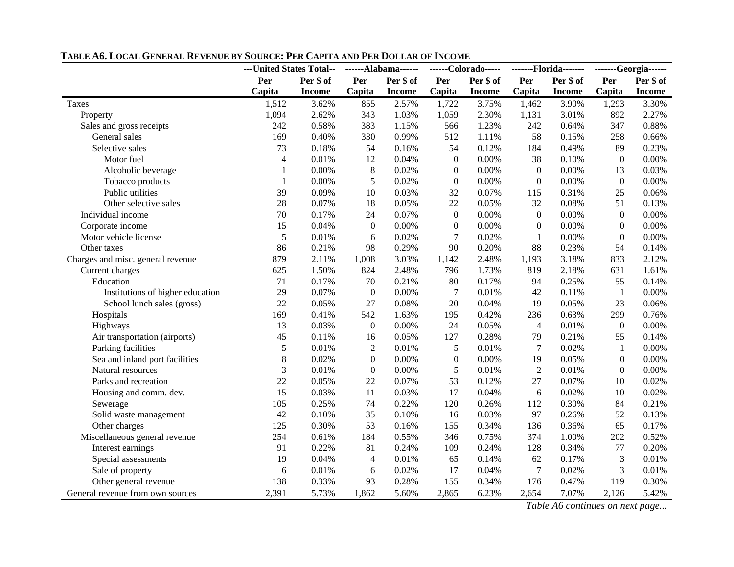**TABLE A6. LOCAL GENERAL REVENUE BY SOURCE: PER CAPITA AND PER DOLLAR OF INCOME**

| | ---United States Total-- | | ------Alabama------ | | ------Colorado----- | | -------Florida------- | | -------Georgia------ | |
|---|---|---|---|---|---|---|---|---|---|---|
| | Per Capita | Per $ of Income | Per Capita | Per $ of Income | Per Capita | Per $ of Income | Per Capita | Per $ of Income | Per Capita | Per $ of Income |
| Taxes | 1,512 | 3.62% | 855 | 2.57% | 1,722 | 3.75% | 1,462 | 3.90% | 1,293 | 3.30% |
| Property | 1,094 | 2.62% | 343 | 1.03% | 1,059 | 2.30% | 1,131 | 3.01% | 892 | 2.27% |
| Sales and gross receipts | 242 | 0.58% | 383 | 1.15% | 566 | 1.23% | 242 | 0.64% | 347 | 0.88% |
| General sales | 169 | 0.40% | 330 | 0.99% | 512 | 1.11% | 58 | 0.15% | 258 | 0.66% |
| Selective sales | 73 | 0.18% | 54 | 0.16% | 54 | 0.12% | 184 | 0.49% | 89 | 0.23% |
| Motor fuel | 4 | 0.01% | 12 | 0.04% | 0 | 0.00% | 38 | 0.10% | 0 | 0.00% |
| Alcoholic beverage | 1 | 0.00% | 8 | 0.02% | 0 | 0.00% | 0 | 0.00% | 13 | 0.03% |
| Tobacco products | 1 | 0.00% | 5 | 0.02% | 0 | 0.00% | 0 | 0.00% | 0 | 0.00% |
| Public utilities | 39 | 0.09% | 10 | 0.03% | 32 | 0.07% | 115 | 0.31% | 25 | 0.06% |
| Other selective sales | 28 | 0.07% | 18 | 0.05% | 22 | 0.05% | 32 | 0.08% | 51 | 0.13% |
| Individual income | 70 | 0.17% | 24 | 0.07% | 0 | 0.00% | 0 | 0.00% | 0 | 0.00% |
| Corporate income | 15 | 0.04% | 0 | 0.00% | 0 | 0.00% | 0 | 0.00% | 0 | 0.00% |
| Motor vehicle license | 5 | 0.01% | 6 | 0.02% | 7 | 0.02% | 1 | 0.00% | 0 | 0.00% |
| Other taxes | 86 | 0.21% | 98 | 0.29% | 90 | 0.20% | 88 | 0.23% | 54 | 0.14% |
| Charges and misc. general revenue | 879 | 2.11% | 1,008 | 3.03% | 1,142 | 2.48% | 1,193 | 3.18% | 833 | 2.12% |
| Current charges | 625 | 1.50% | 824 | 2.48% | 796 | 1.73% | 819 | 2.18% | 631 | 1.61% |
| Education | 71 | 0.17% | 70 | 0.21% | 80 | 0.17% | 94 | 0.25% | 55 | 0.14% |
| Institutions of higher education | 29 | 0.07% | 0 | 0.00% | 7 | 0.01% | 42 | 0.11% | 1 | 0.00% |
| School lunch sales (gross) | 22 | 0.05% | 27 | 0.08% | 20 | 0.04% | 19 | 0.05% | 23 | 0.06% |
| Hospitals | 169 | 0.41% | 542 | 1.63% | 195 | 0.42% | 236 | 0.63% | 299 | 0.76% |
| Highways | 13 | 0.03% | 0 | 0.00% | 24 | 0.05% | 4 | 0.01% | 0 | 0.00% |
| Air transportation (airports) | 45 | 0.11% | 16 | 0.05% | 127 | 0.28% | 79 | 0.21% | 55 | 0.14% |
| Parking facilities | 5 | 0.01% | 2 | 0.01% | 5 | 0.01% | 7 | 0.02% | 1 | 0.00% |
| Sea and inland port facilities | 8 | 0.02% | 0 | 0.00% | 0 | 0.00% | 19 | 0.05% | 0 | 0.00% |
| Natural resources | 3 | 0.01% | 0 | 0.00% | 5 | 0.01% | 2 | 0.01% | 0 | 0.00% |
| Parks and recreation | 22 | 0.05% | 22 | 0.07% | 53 | 0.12% | 27 | 0.07% | 10 | 0.02% |
| Housing and comm. dev. | 15 | 0.03% | 11 | 0.03% | 17 | 0.04% | 6 | 0.02% | 10 | 0.02% |
| Sewerage | 105 | 0.25% | 74 | 0.22% | 120 | 0.26% | 112 | 0.30% | 84 | 0.21% |
| Solid waste management | 42 | 0.10% | 35 | 0.10% | 16 | 0.03% | 97 | 0.26% | 52 | 0.13% |
| Other charges | 125 | 0.30% | 53 | 0.16% | 155 | 0.34% | 136 | 0.36% | 65 | 0.17% |
| Miscellaneous general revenue | 254 | 0.61% | 184 | 0.55% | 346 | 0.75% | 374 | 1.00% | 202 | 0.52% |
| Interest earnings | 91 | 0.22% | 81 | 0.24% | 109 | 0.24% | 128 | 0.34% | 77 | 0.20% |
| Special assessments | 19 | 0.04% | 4 | 0.01% | 65 | 0.14% | 62 | 0.17% | 3 | 0.01% |
| Sale of property | 6 | 0.01% | 6 | 0.02% | 17 | 0.04% | 7 | 0.02% | 3 | 0.01% |
| Other general revenue | 138 | 0.33% | 93 | 0.28% | 155 | 0.34% | 176 | 0.47% | 119 | 0.30% |
| General revenue from own sources | 2,391 | 5.73% | 1,862 | 5.60% | 2,865 | 6.23% | 2,654 | 7.07% | 2,126 | 5.42% |

*Table A6 continues on next page...*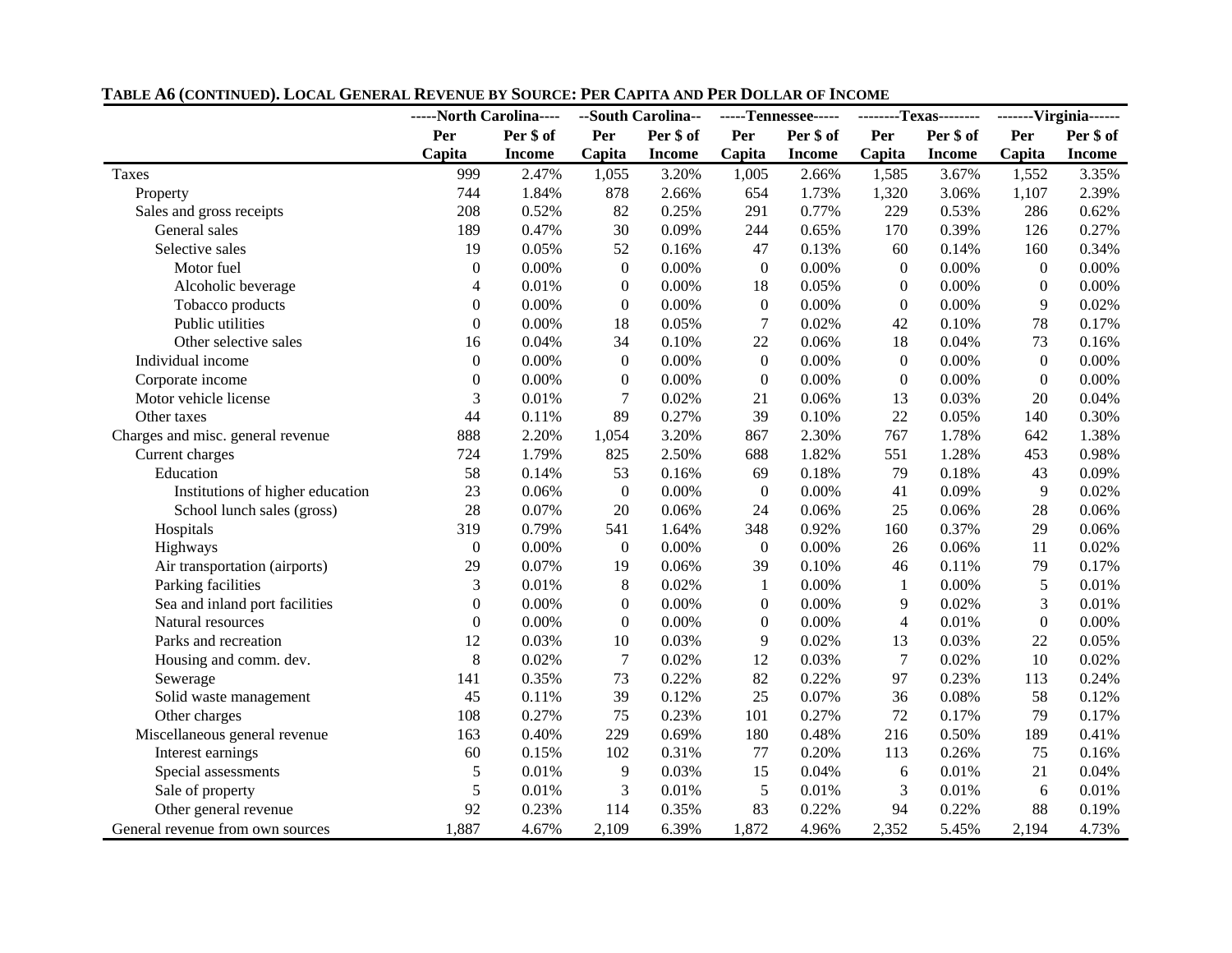**TABLE A6 (CONTINUED). LOCAL GENERAL REVENUE BY SOURCE: PER CAPITA AND PER DOLLAR OF INCOME**

| | North Carolina | | South Carolina | | Tennessee | | Texas | | Virginia | |
|---|---|---|---|---|---|---|---|---|---|---|
| | Per Capita | Per $ of Income | Per Capita | Per $ of Income | Per Capita | Per $ of Income | Per Capita | Per $ of Income | Per Capita | Per $ of Income |
| Taxes | 999 | 2.47% | 1,055 | 3.20% | 1,005 | 2.66% | 1,585 | 3.67% | 1,552 | 3.35% |
| Property | 744 | 1.84% | 878 | 2.66% | 654 | 1.73% | 1,320 | 3.06% | 1,107 | 2.39% |
| Sales and gross receipts | 208 | 0.52% | 82 | 0.25% | 291 | 0.77% | 229 | 0.53% | 286 | 0.62% |
| General sales | 189 | 0.47% | 30 | 0.09% | 244 | 0.65% | 170 | 0.39% | 126 | 0.27% |
| Selective sales | 19 | 0.05% | 52 | 0.16% | 47 | 0.13% | 60 | 0.14% | 160 | 0.34% |
| Motor fuel | 0 | 0.00% | 0 | 0.00% | 0 | 0.00% | 0 | 0.00% | 0 | 0.00% |
| Alcoholic beverage | 4 | 0.01% | 0 | 0.00% | 18 | 0.05% | 0 | 0.00% | 0 | 0.00% |
| Tobacco products | 0 | 0.00% | 0 | 0.00% | 0 | 0.00% | 0 | 0.00% | 9 | 0.02% |
| Public utilities | 0 | 0.00% | 18 | 0.05% | 7 | 0.02% | 42 | 0.10% | 78 | 0.17% |
| Other selective sales | 16 | 0.04% | 34 | 0.10% | 22 | 0.06% | 18 | 0.04% | 73 | 0.16% |
| Individual income | 0 | 0.00% | 0 | 0.00% | 0 | 0.00% | 0 | 0.00% | 0 | 0.00% |
| Corporate income | 0 | 0.00% | 0 | 0.00% | 0 | 0.00% | 0 | 0.00% | 0 | 0.00% |
| Motor vehicle license | 3 | 0.01% | 7 | 0.02% | 21 | 0.06% | 13 | 0.03% | 20 | 0.04% |
| Other taxes | 44 | 0.11% | 89 | 0.27% | 39 | 0.10% | 22 | 0.05% | 140 | 0.30% |
| Charges and misc. general revenue | 888 | 2.20% | 1,054 | 3.20% | 867 | 2.30% | 767 | 1.78% | 642 | 1.38% |
| Current charges | 724 | 1.79% | 825 | 2.50% | 688 | 1.82% | 551 | 1.28% | 453 | 0.98% |
| Education | 58 | 0.14% | 53 | 0.16% | 69 | 0.18% | 79 | 0.18% | 43 | 0.09% |
| Institutions of higher education | 23 | 0.06% | 0 | 0.00% | 0 | 0.00% | 41 | 0.09% | 9 | 0.02% |
| School lunch sales (gross) | 28 | 0.07% | 20 | 0.06% | 24 | 0.06% | 25 | 0.06% | 28 | 0.06% |
| Hospitals | 319 | 0.79% | 541 | 1.64% | 348 | 0.92% | 160 | 0.37% | 29 | 0.06% |
| Highways | 0 | 0.00% | 0 | 0.00% | 0 | 0.00% | 26 | 0.06% | 11 | 0.02% |
| Air transportation (airports) | 29 | 0.07% | 19 | 0.06% | 39 | 0.10% | 46 | 0.11% | 79 | 0.17% |
| Parking facilities | 3 | 0.01% | 8 | 0.02% | 1 | 0.00% | 1 | 0.00% | 5 | 0.01% |
| Sea and inland port facilities | 0 | 0.00% | 0 | 0.00% | 0 | 0.00% | 9 | 0.02% | 3 | 0.01% |
| Natural resources | 0 | 0.00% | 0 | 0.00% | 0 | 0.00% | 4 | 0.01% | 0 | 0.00% |
| Parks and recreation | 12 | 0.03% | 10 | 0.03% | 9 | 0.02% | 13 | 0.03% | 22 | 0.05% |
| Housing and comm. dev. | 8 | 0.02% | 7 | 0.02% | 12 | 0.03% | 7 | 0.02% | 10 | 0.02% |
| Sewerage | 141 | 0.35% | 73 | 0.22% | 82 | 0.22% | 97 | 0.23% | 113 | 0.24% |
| Solid waste management | 45 | 0.11% | 39 | 0.12% | 25 | 0.07% | 36 | 0.08% | 58 | 0.12% |
| Other charges | 108 | 0.27% | 75 | 0.23% | 101 | 0.27% | 72 | 0.17% | 79 | 0.17% |
| Miscellaneous general revenue | 163 | 0.40% | 229 | 0.69% | 180 | 0.48% | 216 | 0.50% | 189 | 0.41% |
| Interest earnings | 60 | 0.15% | 102 | 0.31% | 77 | 0.20% | 113 | 0.26% | 75 | 0.16% |
| Special assessments | 5 | 0.01% | 9 | 0.03% | 15 | 0.04% | 6 | 0.01% | 21 | 0.04% |
| Sale of property | 5 | 0.01% | 3 | 0.01% | 5 | 0.01% | 3 | 0.01% | 6 | 0.01% |
| Other general revenue | 92 | 0.23% | 114 | 0.35% | 83 | 0.22% | 94 | 0.22% | 88 | 0.19% |
| General revenue from own sources | 1,887 | 4.67% | 2,109 | 6.39% | 1,872 | 4.96% | 2,352 | 5.45% | 2,194 | 4.73% |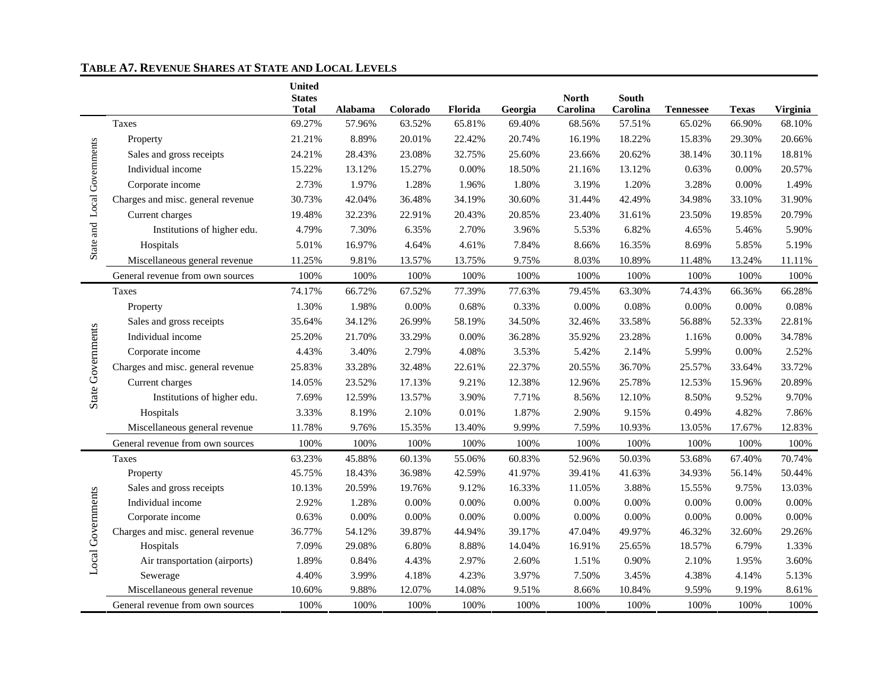**TABLE A7. REVENUE SHARES AT STATE AND LOCAL LEVELS**

| | | United States Total | Alabama | Colorado | Florida | Georgia | North Carolina | South Carolina | Tennessee | Texas | Virginia |
|---|---|---|---|---|---|---|---|---|---|---|---|
| State and Local Governments | Taxes | 69.27% | 57.96% | 63.52% | 65.81% | 69.40% | 68.56% | 57.51% | 65.02% | 66.90% | 68.10% |
| | Property | 21.21% | 8.89% | 20.01% | 22.42% | 20.74% | 16.19% | 18.22% | 15.83% | 29.30% | 20.66% |
| | Sales and gross receipts | 24.21% | 28.43% | 23.08% | 32.75% | 25.60% | 23.66% | 20.62% | 38.14% | 30.11% | 18.81% |
| | Individual income | 15.22% | 13.12% | 15.27% | 0.00% | 18.50% | 21.16% | 13.12% | 0.63% | 0.00% | 20.57% |
| | Corporate income | 2.73% | 1.97% | 1.28% | 1.96% | 1.80% | 3.19% | 1.20% | 3.28% | 0.00% | 1.49% |
| | Charges and misc. general revenue | 30.73% | 42.04% | 36.48% | 34.19% | 30.60% | 31.44% | 42.49% | 34.98% | 33.10% | 31.90% |
| | Current charges | 19.48% | 32.23% | 22.91% | 20.43% | 20.85% | 23.40% | 31.61% | 23.50% | 19.85% | 20.79% |
| | Institutions of higher edu. | 4.79% | 7.30% | 6.35% | 2.70% | 3.96% | 5.53% | 6.82% | 4.65% | 5.46% | 5.90% |
| | Hospitals | 5.01% | 16.97% | 4.64% | 4.61% | 7.84% | 8.66% | 16.35% | 8.69% | 5.85% | 5.19% |
| | Miscellaneous general revenue | 11.25% | 9.81% | 13.57% | 13.75% | 9.75% | 8.03% | 10.89% | 11.48% | 13.24% | 11.11% |
| | General revenue from own sources | 100% | 100% | 100% | 100% | 100% | 100% | 100% | 100% | 100% | 100% |
| State Governments | Taxes | 74.17% | 66.72% | 67.52% | 77.39% | 77.63% | 79.45% | 63.30% | 74.43% | 66.36% | 66.28% |
| | Property | 1.30% | 1.98% | 0.00% | 0.68% | 0.33% | 0.00% | 0.08% | 0.00% | 0.00% | 0.08% |
| | Sales and gross receipts | 35.64% | 34.12% | 26.99% | 58.19% | 34.50% | 32.46% | 33.58% | 56.88% | 52.33% | 22.81% |
| | Individual income | 25.20% | 21.70% | 33.29% | 0.00% | 36.28% | 35.92% | 23.28% | 1.16% | 0.00% | 34.78% |
| | Corporate income | 4.43% | 3.40% | 2.79% | 4.08% | 3.53% | 5.42% | 2.14% | 5.99% | 0.00% | 2.52% |
| | Charges and misc. general revenue | 25.83% | 33.28% | 32.48% | 22.61% | 22.37% | 20.55% | 36.70% | 25.57% | 33.64% | 33.72% |
| | Current charges | 14.05% | 23.52% | 17.13% | 9.21% | 12.38% | 12.96% | 25.78% | 12.53% | 15.96% | 20.89% |
| | Institutions of higher edu. | 7.69% | 12.59% | 13.57% | 3.90% | 7.71% | 8.56% | 12.10% | 8.50% | 9.52% | 9.70% |
| | Hospitals | 3.33% | 8.19% | 2.10% | 0.01% | 1.87% | 2.90% | 9.15% | 0.49% | 4.82% | 7.86% |
| | Miscellaneous general revenue | 11.78% | 9.76% | 15.35% | 13.40% | 9.99% | 7.59% | 10.93% | 13.05% | 17.67% | 12.83% |
| | General revenue from own sources | 100% | 100% | 100% | 100% | 100% | 100% | 100% | 100% | 100% | 100% |
| Local Governments | Taxes | 63.23% | 45.88% | 60.13% | 55.06% | 60.83% | 52.96% | 50.03% | 53.68% | 67.40% | 70.74% |
| | Property | 45.75% | 18.43% | 36.98% | 42.59% | 41.97% | 39.41% | 41.63% | 34.93% | 56.14% | 50.44% |
| | Sales and gross receipts | 10.13% | 20.59% | 19.76% | 9.12% | 16.33% | 11.05% | 3.88% | 15.55% | 9.75% | 13.03% |
| | Individual income | 2.92% | 1.28% | 0.00% | 0.00% | 0.00% | 0.00% | 0.00% | 0.00% | 0.00% | 0.00% |
| | Corporate income | 0.63% | 0.00% | 0.00% | 0.00% | 0.00% | 0.00% | 0.00% | 0.00% | 0.00% | 0.00% |
| | Charges and misc. general revenue | 36.77% | 54.12% | 39.87% | 44.94% | 39.17% | 47.04% | 49.97% | 46.32% | 32.60% | 29.26% |
| | Hospitals | 7.09% | 29.08% | 6.80% | 8.88% | 14.04% | 16.91% | 25.65% | 18.57% | 6.79% | 1.33% |
| | Air transportation (airports) | 1.89% | 0.84% | 4.43% | 2.97% | 2.60% | 1.51% | 0.90% | 2.10% | 1.95% | 3.60% |
| | Sewerage | 4.40% | 3.99% | 4.18% | 4.23% | 3.97% | 7.50% | 3.45% | 4.38% | 4.14% | 5.13% |
| | Miscellaneous general revenue | 10.60% | 9.88% | 12.07% | 14.08% | 9.51% | 8.66% | 10.84% | 9.59% | 9.19% | 8.61% |
| | General revenue from own sources | 100% | 100% | 100% | 100% | 100% | 100% | 100% | 100% | 100% | 100% |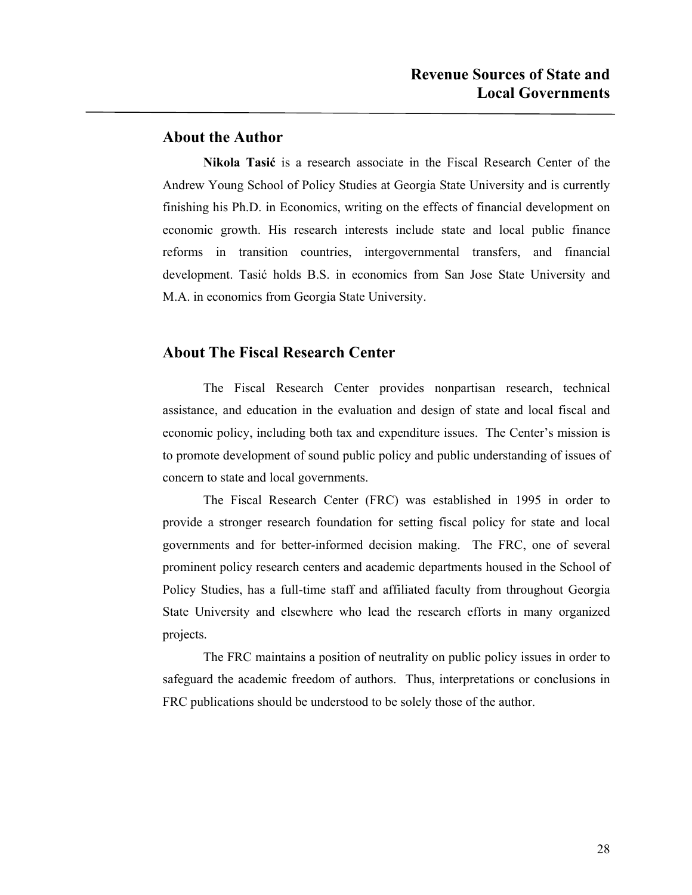## About the Author

**Nikola Tasić** is a research associate in the Fiscal Research Center of the Andrew Young School of Policy Studies at Georgia State University and is currently finishing his Ph.D. in Economics, writing on the effects of financial development on economic growth. His research interests include state and local public finance reforms in transition countries, intergovernmental transfers, and financial development. Tasić holds B.S. in economics from San Jose State University and M.A. in economics from Georgia State University.

## About The Fiscal Research Center

The Fiscal Research Center provides nonpartisan research, technical assistance, and education in the evaluation and design of state and local fiscal and economic policy, including both tax and expenditure issues. The Center's mission is to promote development of sound public policy and public understanding of issues of concern to state and local governments.

The Fiscal Research Center (FRC) was established in 1995 in order to provide a stronger research foundation for setting fiscal policy for state and local governments and for better-informed decision making. The FRC, one of several prominent policy research centers and academic departments housed in the School of Policy Studies, has a full-time staff and affiliated faculty from throughout Georgia State University and elsewhere who lead the research efforts in many organized projects.

The FRC maintains a position of neutrality on public policy issues in order to safeguard the academic freedom of authors. Thus, interpretations or conclusions in FRC publications should be understood to be solely those of the author.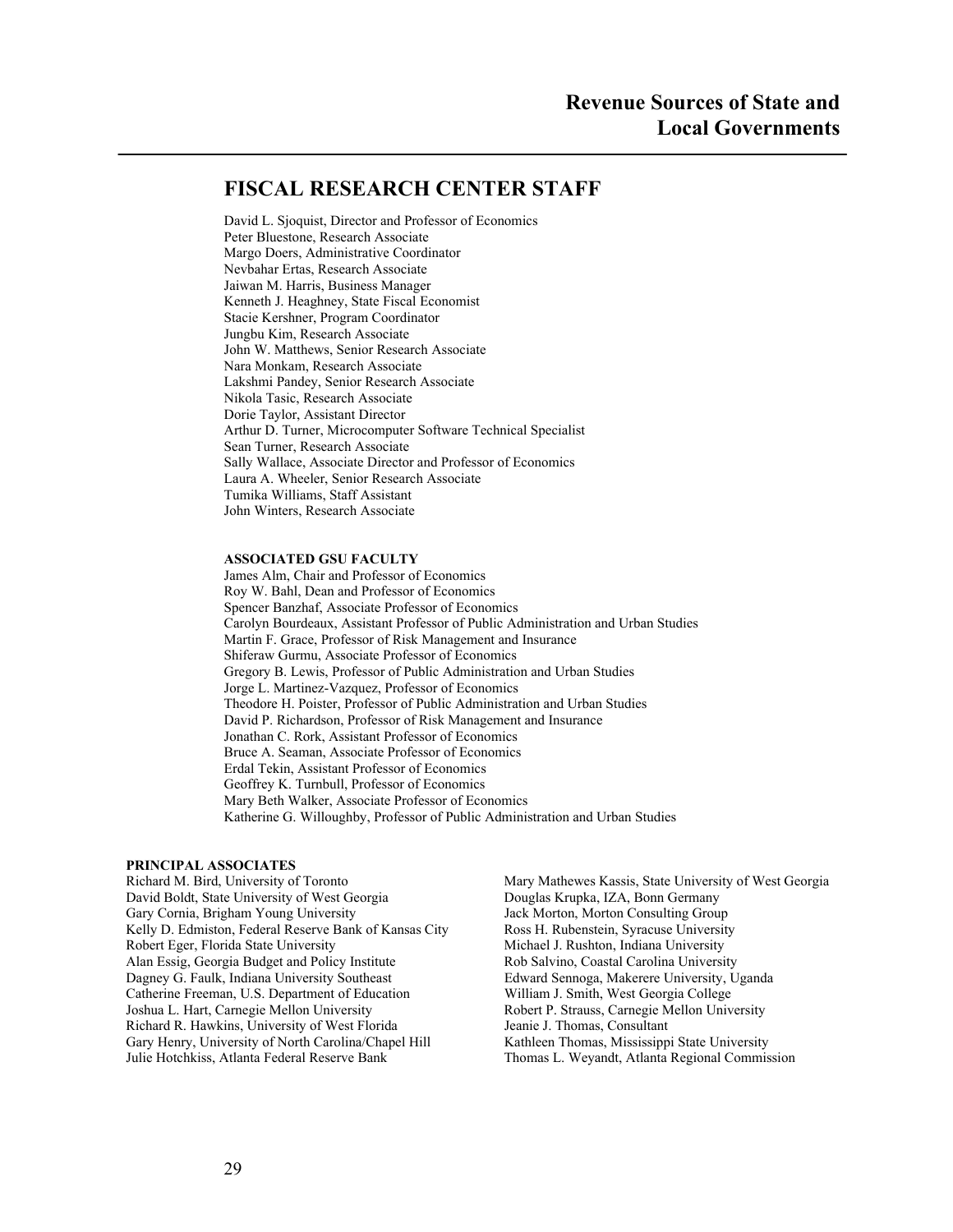## FISCAL RESEARCH CENTER STAFF

David L. Sjoquist, Director and Professor of Economics
Peter Bluestone, Research Associate
Margo Doers, Administrative Coordinator
Nevbahar Ertas, Research Associate
Jaiwan M. Harris, Business Manager
Kenneth J. Heaghney, State Fiscal Economist
Stacie Kershner, Program Coordinator
Jungbu Kim, Research Associate
John W. Matthews, Senior Research Associate
Nara Monkam, Research Associate
Lakshmi Pandey, Senior Research Associate
Nikola Tasic, Research Associate
Dorie Taylor, Assistant Director
Arthur D. Turner, Microcomputer Software Technical Specialist
Sean Turner, Research Associate
Sally Wallace, Associate Director and Professor of Economics
Laura A. Wheeler, Senior Research Associate
Tumika Williams, Staff Assistant
John Winters, Research Associate

### ASSOCIATED GSU FACULTY

James Alm, Chair and Professor of Economics
Roy W. Bahl, Dean and Professor of Economics
Spencer Banzhaf, Associate Professor of Economics
Carolyn Bourdeaux, Assistant Professor of Public Administration and Urban Studies
Martin F. Grace, Professor of Risk Management and Insurance
Shiferaw Gurmu, Associate Professor of Economics
Gregory B. Lewis, Professor of Public Administration and Urban Studies
Jorge L. Martinez-Vazquez, Professor of Economics
Theodore H. Poister, Professor of Public Administration and Urban Studies
David P. Richardson, Professor of Risk Management and Insurance
Jonathan C. Rork, Assistant Professor of Economics
Bruce A. Seaman, Associate Professor of Economics
Erdal Tekin, Assistant Professor of Economics
Geoffrey K. Turnbull, Professor of Economics
Mary Beth Walker, Associate Professor of Economics
Katherine G. Willoughby, Professor of Public Administration and Urban Studies

### PRINCIPAL ASSOCIATES

Richard M. Bird, University of Toronto
David Boldt, State University of West Georgia
Gary Cornia, Brigham Young University
Kelly D. Edmiston, Federal Reserve Bank of Kansas City
Robert Eger, Florida State University
Alan Essig, Georgia Budget and Policy Institute
Dagney G. Faulk, Indiana University Southeast
Catherine Freeman, U.S. Department of Education
Joshua L. Hart, Carnegie Mellon University
Richard R. Hawkins, University of West Florida
Gary Henry, University of North Carolina/Chapel Hill
Julie Hotchkiss, Atlanta Federal Reserve Bank
Mary Mathewes Kassis, State University of West Georgia
Douglas Krupka, IZA, Bonn Germany
Jack Morton, Morton Consulting Group
Ross H. Rubenstein, Syracuse University
Michael J. Rushton, Indiana University
Rob Salvino, Coastal Carolina University
Edward Sennoga, Makerere University, Uganda
William J. Smith, West Georgia College
Robert P. Strauss, Carnegie Mellon University
Jeanie J. Thomas, Consultant
Kathleen Thomas, Mississippi State University
Thomas L. Weyandt, Atlanta Regional Commission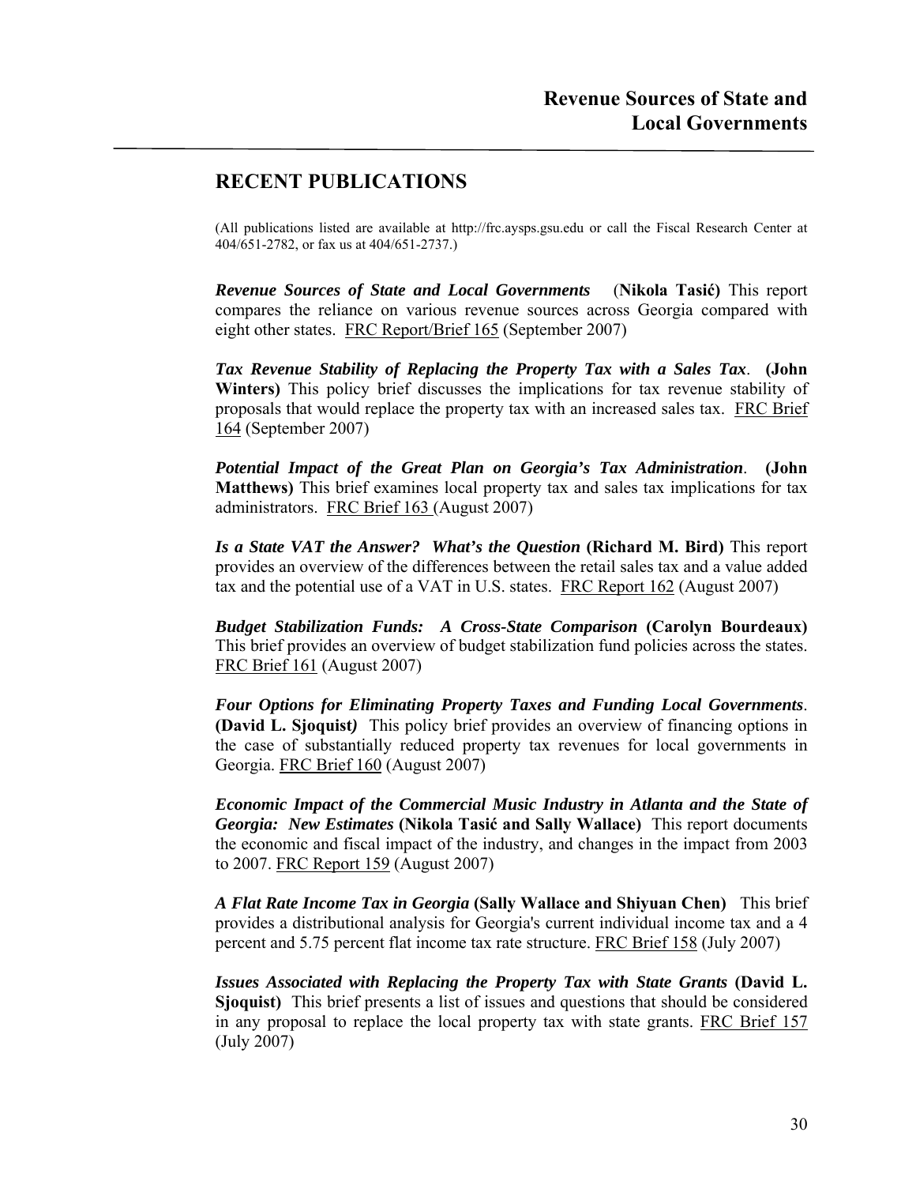## RECENT PUBLICATIONS

(All publications listed are available at http://frc.aysps.gsu.edu or call the Fiscal Research Center at 404/651-2782, or fax us at 404/651-2737.)

***Revenue Sources of State and Local Governments*** (**Nikola Tasić)** This report compares the reliance on various revenue sources across Georgia compared with eight other states. FRC Report/Brief 165 (September 2007)

***Tax Revenue Stability of Replacing the Property Tax with a Sales Tax*.** **(John Winters)** This policy brief discusses the implications for tax revenue stability of proposals that would replace the property tax with an increased sales tax. FRC Brief 164 (September 2007)

***Potential Impact of the Great Plan on Georgia's Tax Administration*.** **(John Matthews)** This brief examines local property tax and sales tax implications for tax administrators. FRC Brief 163 (August 2007)

***Is a State VAT the Answer? What's the Question*** **(Richard M. Bird)** This report provides an overview of the differences between the retail sales tax and a value added tax and the potential use of a VAT in U.S. states. FRC Report 162 (August 2007)

***Budget Stabilization Funds: A Cross-State Comparison*** **(Carolyn Bourdeaux)** This brief provides an overview of budget stabilization fund policies across the states. FRC Brief 161 (August 2007)

***Four Options for Eliminating Property Taxes and Funding Local Governments*.** **(David L. Sjoquist)** This policy brief provides an overview of financing options in the case of substantially reduced property tax revenues for local governments in Georgia. FRC Brief 160 (August 2007)

***Economic Impact of the Commercial Music Industry in Atlanta and the State of Georgia: New Estimates*** **(Nikola Tasić and Sally Wallace)** This report documents the economic and fiscal impact of the industry, and changes in the impact from 2003 to 2007. FRC Report 159 (August 2007)

***A Flat Rate Income Tax in Georgia*** **(Sally Wallace and Shiyuan Chen)** This brief provides a distributional analysis for Georgia's current individual income tax and a 4 percent and 5.75 percent flat income tax rate structure. FRC Brief 158 (July 2007)

***Issues Associated with Replacing the Property Tax with State Grants*** **(David L. Sjoquist)** This brief presents a list of issues and questions that should be considered in any proposal to replace the local property tax with state grants. FRC Brief 157 (July 2007)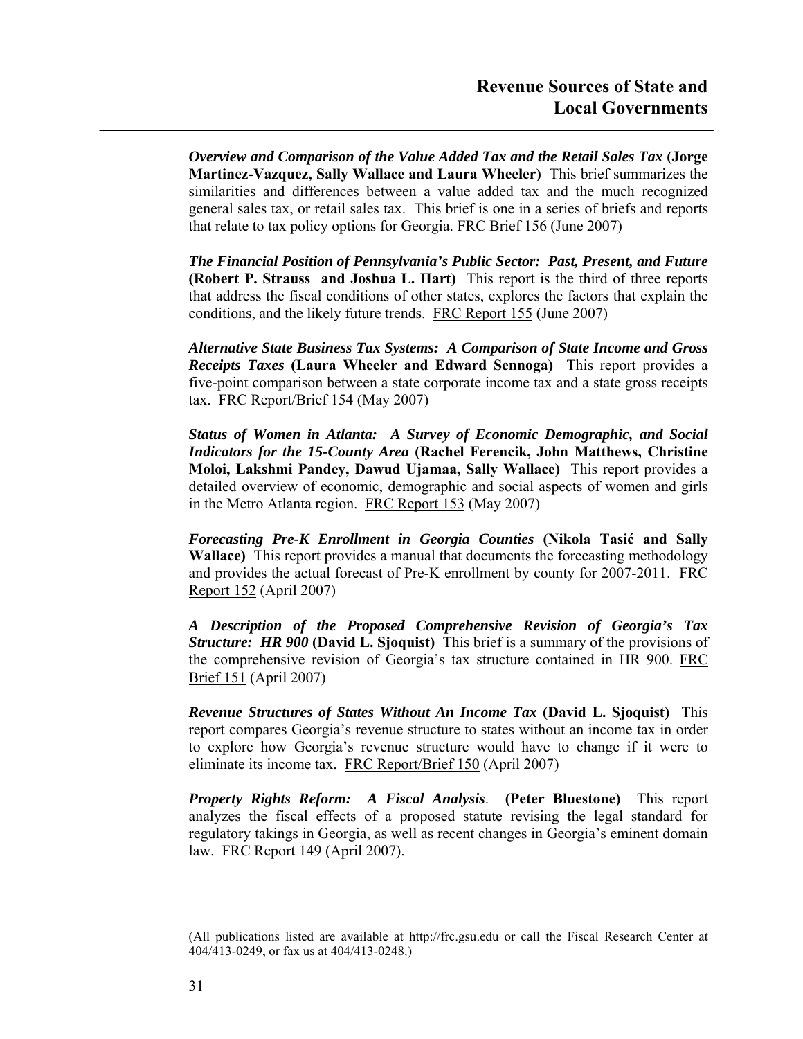# Revenue Sources of State and Local Governments

***Overview and Comparison of the Value Added Tax and the Retail Sales Tax* (Jorge Martinez-Vazquez, Sally Wallace and Laura Wheeler)** This brief summarizes the similarities and differences between a value added tax and the much recognized general sales tax, or retail sales tax. This brief is one in a series of briefs and reports that relate to tax policy options for Georgia. FRC Brief 156 (June 2007)

***The Financial Position of Pennsylvania's Public Sector: Past, Present, and Future* (Robert P. Strauss and Joshua L. Hart)** This report is the third of three reports that address the fiscal conditions of other states, explores the factors that explain the conditions, and the likely future trends. FRC Report 155 (June 2007)

***Alternative State Business Tax Systems: A Comparison of State Income and Gross Receipts Taxes* (Laura Wheeler and Edward Sennoga)** This report provides a five-point comparison between a state corporate income tax and a state gross receipts tax. FRC Report/Brief 154 (May 2007)

***Status of Women in Atlanta: A Survey of Economic Demographic, and Social Indicators for the 15-County Area* (Rachel Ferencik, John Matthews, Christine Moloi, Lakshmi Pandey, Dawud Ujamaa, Sally Wallace)** This report provides a detailed overview of economic, demographic and social aspects of women and girls in the Metro Atlanta region. FRC Report 153 (May 2007)

***Forecasting Pre-K Enrollment in Georgia Counties* (Nikola Tasić and Sally Wallace)** This report provides a manual that documents the forecasting methodology and provides the actual forecast of Pre-K enrollment by county for 2007-2011. FRC Report 152 (April 2007)

***A Description of the Proposed Comprehensive Revision of Georgia's Tax Structure: HR 900* (David L. Sjoquist)** This brief is a summary of the provisions of the comprehensive revision of Georgia's tax structure contained in HR 900. FRC Brief 151 (April 2007)

***Revenue Structures of States Without An Income Tax* (David L. Sjoquist)** This report compares Georgia's revenue structure to states without an income tax in order to explore how Georgia's revenue structure would have to change if it were to eliminate its income tax. FRC Report/Brief 150 (April 2007)

***Property Rights Reform: A Fiscal Analysis*. (Peter Bluestone)** This report analyzes the fiscal effects of a proposed statute revising the legal standard for regulatory takings in Georgia, as well as recent changes in Georgia's eminent domain law. FRC Report 149 (April 2007).

(All publications listed are available at http://frc.gsu.edu or call the Fiscal Research Center at 404/413-0249, or fax us at 404/413-0248.)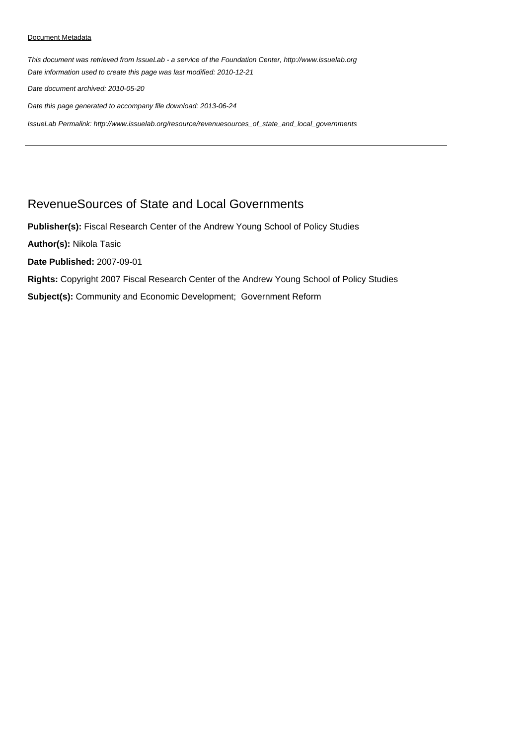Document Metadata

*This document was retrieved from IssueLab - a service of the Foundation Center, http://www.issuelab.org*

*Date information used to create this page was last modified: 2010-12-21*

*Date document archived: 2010-05-20*

*Date this page generated to accompany file download: 2013-06-24*

*IssueLab Permalink: http://www.issuelab.org/resource/revenuesources_of_state_and_local_governments*

---

# RevenueSources of State and Local Governments

**Publisher(s):** Fiscal Research Center of the Andrew Young School of Policy Studies

**Author(s):** Nikola Tasic

**Date Published:** 2007-09-01

**Rights:** Copyright 2007 Fiscal Research Center of the Andrew Young School of Policy Studies

**Subject(s):** Community and Economic Development; Government Reform